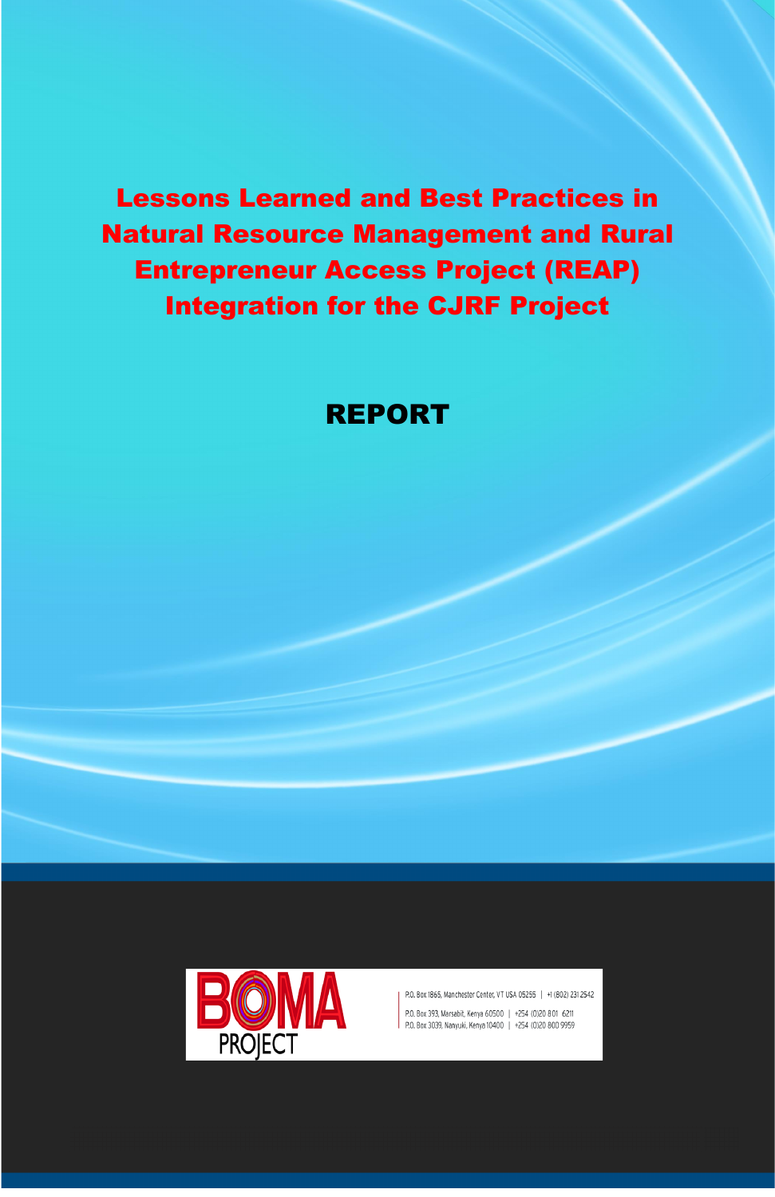# Lessons Learned and Best Practices in Natural Resource Management and Rural Entrepreneur Access Project (REAP) Integration for the CJRF Project

## REPORT

BOMA PROJECT

P.O. Box 1865, Manchester Center, VT USA 05255 | +1 (802) 231 2542

P.O. Box 393, Marsabit, Kenya 60500 | +254 (0)20 801 6211

P.O. Box 3039, Nanyuki, Kenya 10400 | +254 (0)20 800 9959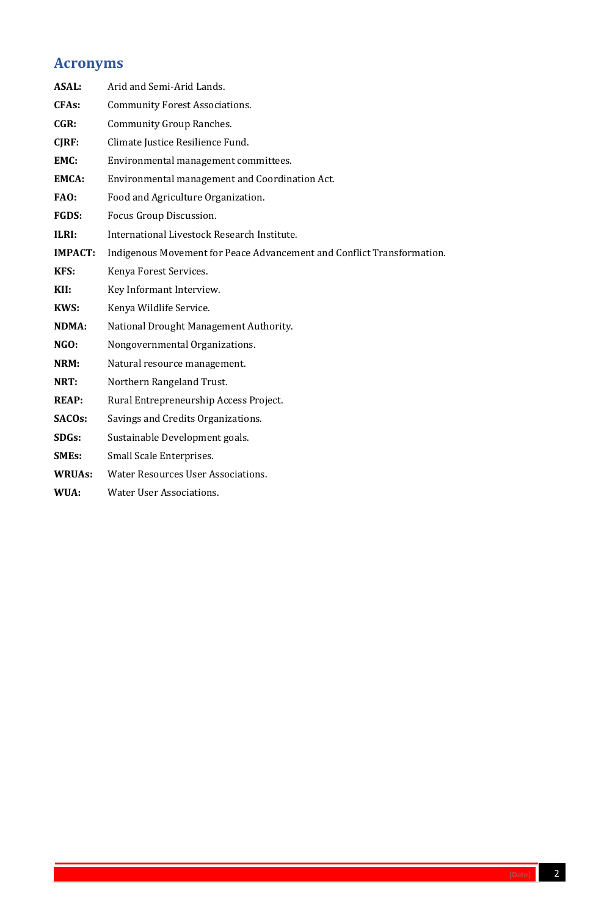## Acronyms

**ASAL:** Arid and Semi-Arid Lands.

**CFAs:** Community Forest Associations.

**CGR:** Community Group Ranches.

**CJRF:** Climate Justice Resilience Fund.

**EMC:** Environmental management committees.

**EMCA:** Environmental management and Coordination Act.

**FAO:** Food and Agriculture Organization.

**FGDS:** Focus Group Discussion.

**ILRI:** International Livestock Research Institute.

**IMPACT:** Indigenous Movement for Peace Advancement and Conflict Transformation.

**KFS:** Kenya Forest Services.

**KII:** Key Informant Interview.

**KWS:** Kenya Wildlife Service.

**NDMA:** National Drought Management Authority.

**NGO:** Nongovernmental Organizations.

**NRM:** Natural resource management.

**NRT:** Northern Rangeland Trust.

**REAP:** Rural Entrepreneurship Access Project.

**SACOs:** Savings and Credits Organizations.

**SDGs:** Sustainable Development goals.

**SMEs:** Small Scale Enterprises.

**WRUAs:** Water Resources User Associations.

**WUA:** Water User Associations.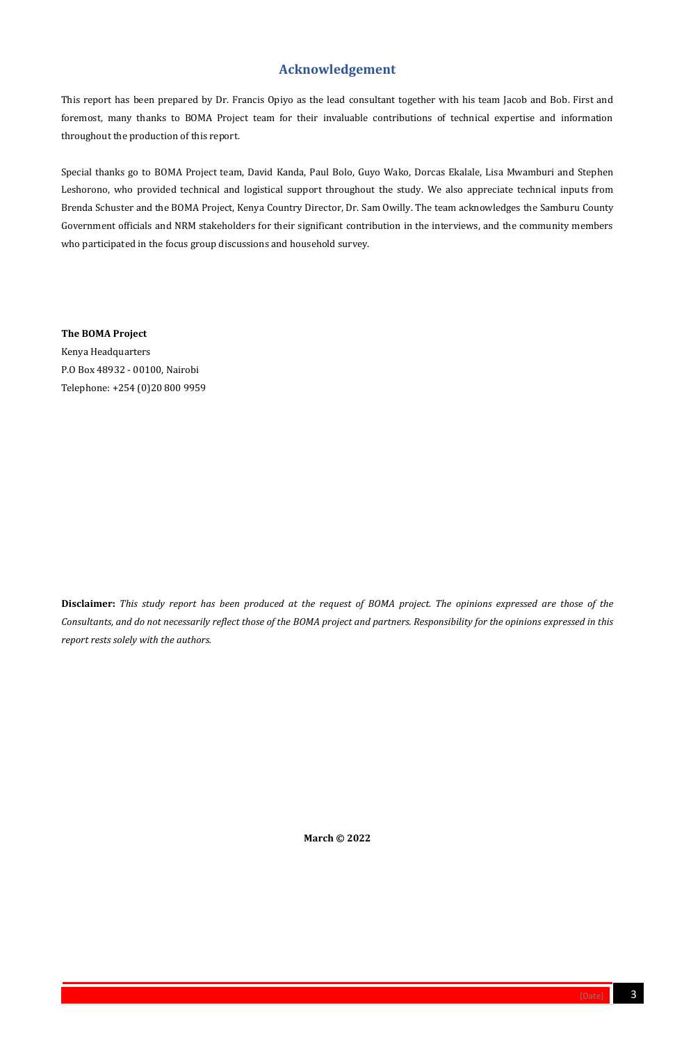## Acknowledgement

This report has been prepared by Dr. Francis Opiyo as the lead consultant together with his team Jacob and Bob. First and foremost, many thanks to BOMA Project team for their invaluable contributions of technical expertise and information throughout the production of this report.

Special thanks go to BOMA Project team, David Kanda, Paul Bolo, Guyo Wako, Dorcas Ekalale, Lisa Mwamburi and Stephen Leshorono, who provided technical and logistical support throughout the study. We also appreciate technical inputs from Brenda Schuster and the BOMA Project, Kenya Country Director, Dr. Sam Owilly. The team acknowledges the Samburu County Government officials and NRM stakeholders for their significant contribution in the interviews, and the community members who participated in the focus group discussions and household survey.

**The BOMA Project**
Kenya Headquarters
P.O Box 48932 - 00100, Nairobi
Telephone: +254 (0)20 800 9959

**Disclaimer:** *This study report has been produced at the request of BOMA project. The opinions expressed are those of the Consultants, and do not necessarily reflect those of the BOMA project and partners. Responsibility for the opinions expressed in this report rests solely with the authors.*

**March © 2022**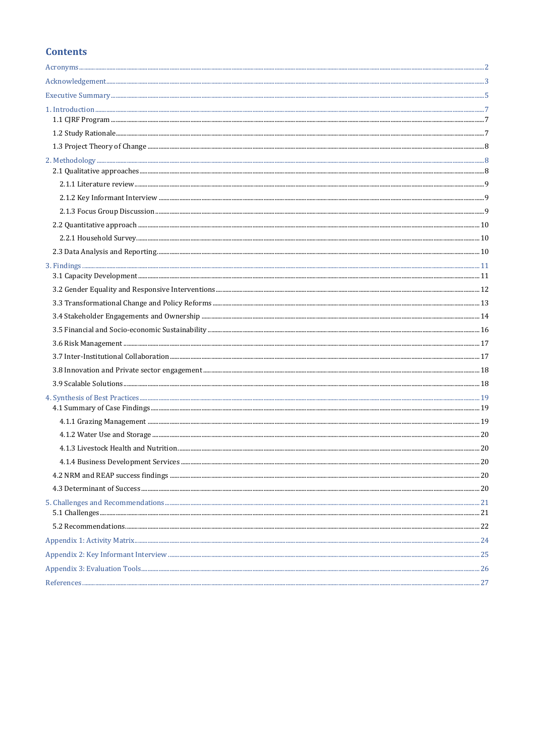# Contents

- Acronyms ..... 2
- Acknowledgement ..... 3
- Executive Summary ..... 5
- 1. Introduction ..... 7
  - 1.1 CJRF Program ..... 7
  - 1.2 Study Rationale ..... 7
  - 1.3 Project Theory of Change ..... 8
- 2. Methodology ..... 8
  - 2.1 Qualitative approaches ..... 8
    - 2.1.1 Literature review ..... 9
    - 2.1.2 Key Informant Interview ..... 9
    - 2.1.3 Focus Group Discussion ..... 9
  - 2.2 Quantitative approach ..... 10
    - 2.2.1 Household Survey ..... 10
  - 2.3 Data Analysis and Reporting ..... 10
- 3. Findings ..... 11
  - 3.1 Capacity Development ..... 11
  - 3.2 Gender Equality and Responsive Interventions ..... 12
  - 3.3 Transformational Change and Policy Reforms ..... 13
  - 3.4 Stakeholder Engagements and Ownership ..... 14
  - 3.5 Financial and Socio-economic Sustainability ..... 16
  - 3.6 Risk Management ..... 17
  - 3.7 Inter-Institutional Collaboration ..... 17
  - 3.8 Innovation and Private sector engagement ..... 18
  - 3.9 Scalable Solutions ..... 18
- 4. Synthesis of Best Practices ..... 19
  - 4.1 Summary of Case Findings ..... 19
    - 4.1.1 Grazing Management ..... 19
    - 4.1.2 Water Use and Storage ..... 20
    - 4.1.3 Livestock Health and Nutrition ..... 20
    - 4.1.4 Business Development Services ..... 20
  - 4.2 NRM and REAP success findings ..... 20
  - 4.3 Determinant of Success ..... 20
- 5. Challenges and Recommendations ..... 21
  - 5.1 Challenges ..... 21
  - 5.2 Recommendations ..... 22
- Appendix 1: Activity Matrix ..... 24
- Appendix 2: Key Informant Interview ..... 25
- Appendix 3: Evaluation Tools ..... 26
- References ..... 27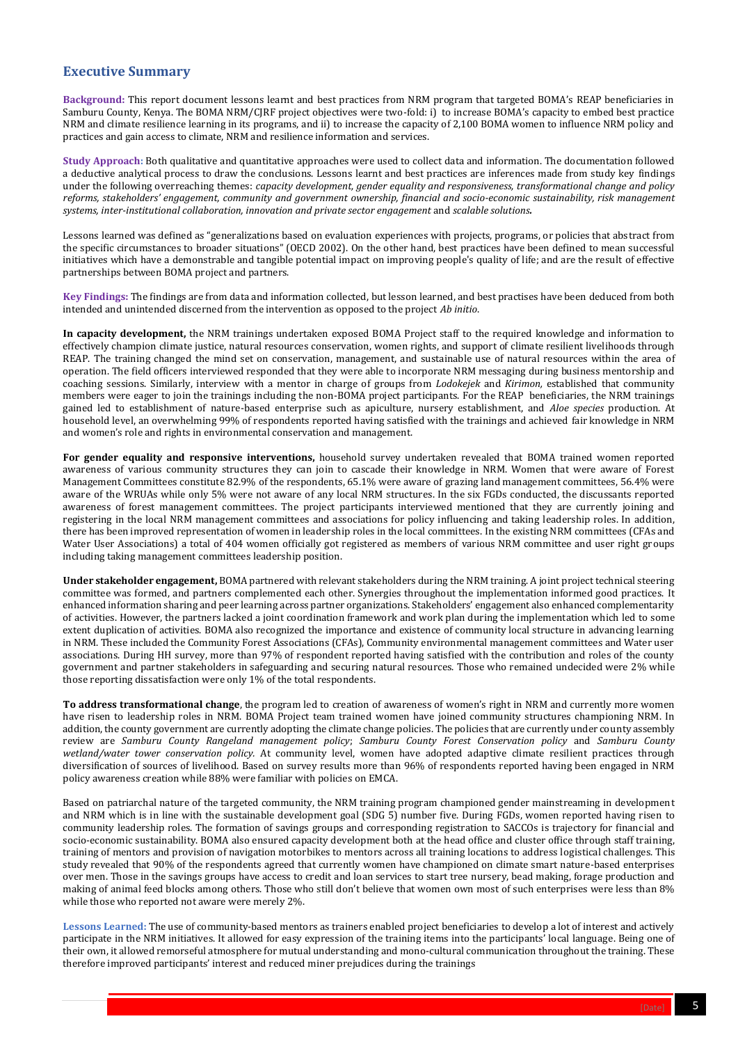## Executive Summary

**Background:** This report document lessons learnt and best practices from NRM program that targeted BOMA's REAP beneficiaries in Samburu County, Kenya. The BOMA NRM/CJRF project objectives were two-fold: i) to increase BOMA's capacity to embed best practice NRM and climate resilience learning in its programs, and ii) to increase the capacity of 2,100 BOMA women to influence NRM policy and practices and gain access to climate, NRM and resilience information and services.

**Study Approach:** Both qualitative and quantitative approaches were used to collect data and information. The documentation followed a deductive analytical process to draw the conclusions. Lessons learnt and best practices are inferences made from study key findings under the following overreaching themes: *capacity development, gender equality and responsiveness, transformational change and policy reforms, stakeholders' engagement, community and government ownership, financial and socio-economic sustainability, risk management systems, inter-institutional collaboration, innovation and private sector engagement* and *scalable solutions***.**

Lessons learned was defined as "generalizations based on evaluation experiences with projects, programs, or policies that abstract from the specific circumstances to broader situations" (OECD 2002). On the other hand, best practices have been defined to mean successful initiatives which have a demonstrable and tangible potential impact on improving people's quality of life; and are the result of effective partnerships between BOMA project and partners.

**Key Findings:** The findings are from data and information collected, but lesson learned, and best practises have been deduced from both intended and unintended discerned from the intervention as opposed to the project *Ab initio*.

**In capacity development,** the NRM trainings undertaken exposed BOMA Project staff to the required knowledge and information to effectively champion climate justice, natural resources conservation, women rights, and support of climate resilient livelihoods through REAP. The training changed the mind set on conservation, management, and sustainable use of natural resources within the area of operation. The field officers interviewed responded that they were able to incorporate NRM messaging during business mentorship and coaching sessions. Similarly, interview with a mentor in charge of groups from *Lodokejek* and *Kirimon,* established that community members were eager to join the trainings including the non-BOMA project participants. For the REAP beneficiaries, the NRM trainings gained led to establishment of nature-based enterprise such as apiculture, nursery establishment, and *Aloe species* production. At household level, an overwhelming 99% of respondents reported having satisfied with the trainings and achieved fair knowledge in NRM and women's role and rights in environmental conservation and management.

**For gender equality and responsive interventions,** household survey undertaken revealed that BOMA trained women reported awareness of various community structures they can join to cascade their knowledge in NRM. Women that were aware of Forest Management Committees constitute 82.9% of the respondents, 65.1% were aware of grazing land management committees, 56.4% were aware of the WRUAs while only 5% were not aware of any local NRM structures. In the six FGDs conducted, the discussants reported awareness of forest management committees. The project participants interviewed mentioned that they are currently joining and registering in the local NRM management committees and associations for policy influencing and taking leadership roles. In addition, there has been improved representation of women in leadership roles in the local committees. In the existing NRM committees (CFAs and Water User Associations) a total of 404 women officially got registered as members of various NRM committee and user right groups including taking management committees leadership position.

**Under stakeholder engagement,** BOMA partnered with relevant stakeholders during the NRM training. A joint project technical steering committee was formed, and partners complemented each other. Synergies throughout the implementation informed good practices. It enhanced information sharing and peer learning across partner organizations. Stakeholders' engagement also enhanced complementarity of activities. However, the partners lacked a joint coordination framework and work plan during the implementation which led to some extent duplication of activities. BOMA also recognized the importance and existence of community local structure in advancing learning in NRM. These included the Community Forest Associations (CFAs), Community environmental management committees and Water user associations. During HH survey, more than 97% of respondent reported having satisfied with the contribution and roles of the county government and partner stakeholders in safeguarding and securing natural resources. Those who remained undecided were 2% while those reporting dissatisfaction were only 1% of the total respondents.

**To address transformational change**, the program led to creation of awareness of women's right in NRM and currently more women have risen to leadership roles in NRM. BOMA Project team trained women have joined community structures championing NRM. In addition, the county government are currently adopting the climate change policies. The policies that are currently under county assembly review are *Samburu County Rangeland management policy*; *Samburu County Forest Conservation policy* and *Samburu County wetland/water tower conservation policy.* At community level, women have adopted adaptive climate resilient practices through diversification of sources of livelihood. Based on survey results more than 96% of respondents reported having been engaged in NRM policy awareness creation while 88% were familiar with policies on EMCA.

Based on patriarchal nature of the targeted community, the NRM training program championed gender mainstreaming in development and NRM which is in line with the sustainable development goal (SDG 5) number five. During FGDs, women reported having risen to community leadership roles. The formation of savings groups and corresponding registration to SACCOs is trajectory for financial and socio-economic sustainability. BOMA also ensured capacity development both at the head office and cluster office through staff training, training of mentors and provision of navigation motorbikes to mentors across all training locations to address logistical challenges. This study revealed that 90% of the respondents agreed that currently women have championed on climate smart nature-based enterprises over men. Those in the savings groups have access to credit and loan services to start tree nursery, bead making, forage production and making of animal feed blocks among others. Those who still don't believe that women own most of such enterprises were less than 8% while those who reported not aware were merely 2%.

**Lessons Learned:** The use of community-based mentors as trainers enabled project beneficiaries to develop a lot of interest and actively participate in the NRM initiatives. It allowed for easy expression of the training items into the participants' local language. Being one of their own, it allowed remorseful atmosphere for mutual understanding and mono-cultural communication throughout the training. These therefore improved participants' interest and reduced miner prejudices during the trainings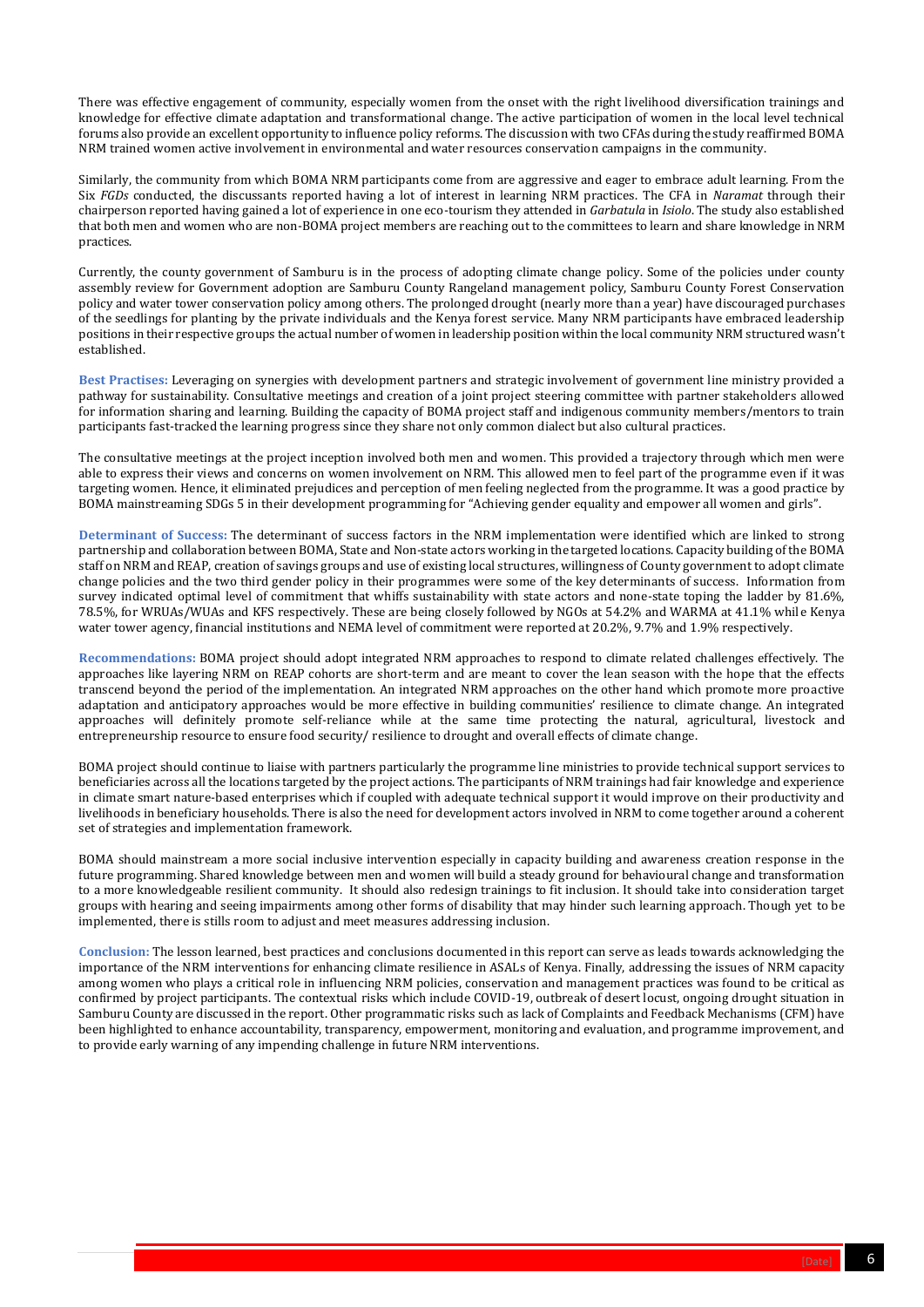There was effective engagement of community, especially women from the onset with the right livelihood diversification trainings and knowledge for effective climate adaptation and transformational change. The active participation of women in the local level technical forums also provide an excellent opportunity to influence policy reforms. The discussion with two CFAs during the study reaffirmed BOMA NRM trained women active involvement in environmental and water resources conservation campaigns in the community.

Similarly, the community from which BOMA NRM participants come from are aggressive and eager to embrace adult learning. From the Six *FGDs* conducted, the discussants reported having a lot of interest in learning NRM practices. The CFA in *Naramat* through their chairperson reported having gained a lot of experience in one eco-tourism they attended in *Garbatula* in *Isiolo*. The study also established that both men and women who are non-BOMA project members are reaching out to the committees to learn and share knowledge in NRM practices.

Currently, the county government of Samburu is in the process of adopting climate change policy. Some of the policies under county assembly review for Government adoption are Samburu County Rangeland management policy, Samburu County Forest Conservation policy and water tower conservation policy among others. The prolonged drought (nearly more than a year) have discouraged purchases of the seedlings for planting by the private individuals and the Kenya forest service. Many NRM participants have embraced leadership positions in their respective groups the actual number of women in leadership position within the local community NRM structured wasn't established.

**Best Practises:** Leveraging on synergies with development partners and strategic involvement of government line ministry provided a pathway for sustainability. Consultative meetings and creation of a joint project steering committee with partner stakeholders allowed for information sharing and learning. Building the capacity of BOMA project staff and indigenous community members/mentors to train participants fast-tracked the learning progress since they share not only common dialect but also cultural practices.

The consultative meetings at the project inception involved both men and women. This provided a trajectory through which men were able to express their views and concerns on women involvement on NRM. This allowed men to feel part of the programme even if it was targeting women. Hence, it eliminated prejudices and perception of men feeling neglected from the programme. It was a good practice by BOMA mainstreaming SDGs 5 in their development programming for "Achieving gender equality and empower all women and girls".

**Determinant of Success:** The determinant of success factors in the NRM implementation were identified which are linked to strong partnership and collaboration between BOMA, State and Non-state actors working in the targeted locations. Capacity building of the BOMA staff on NRM and REAP, creation of savings groups and use of existing local structures, willingness of County government to adopt climate change policies and the two third gender policy in their programmes were some of the key determinants of success. Information from survey indicated optimal level of commitment that whiffs sustainability with state actors and none-state toping the ladder by 81.6%, 78.5%, for WRUAs/WUAs and KFS respectively. These are being closely followed by NGOs at 54.2% and WARMA at 41.1% while Kenya water tower agency, financial institutions and NEMA level of commitment were reported at 20.2%, 9.7% and 1.9% respectively.

**Recommendations:** BOMA project should adopt integrated NRM approaches to respond to climate related challenges effectively. The approaches like layering NRM on REAP cohorts are short-term and are meant to cover the lean season with the hope that the effects transcend beyond the period of the implementation. An integrated NRM approaches on the other hand which promote more proactive adaptation and anticipatory approaches would be more effective in building communities' resilience to climate change. An integrated approaches will definitely promote self-reliance while at the same time protecting the natural, agricultural, livestock and entrepreneurship resource to ensure food security/ resilience to drought and overall effects of climate change.

BOMA project should continue to liaise with partners particularly the programme line ministries to provide technical support services to beneficiaries across all the locations targeted by the project actions. The participants of NRM trainings had fair knowledge and experience in climate smart nature-based enterprises which if coupled with adequate technical support it would improve on their productivity and livelihoods in beneficiary households. There is also the need for development actors involved in NRM to come together around a coherent set of strategies and implementation framework.

BOMA should mainstream a more social inclusive intervention especially in capacity building and awareness creation response in the future programming. Shared knowledge between men and women will build a steady ground for behavioural change and transformation to a more knowledgeable resilient community. It should also redesign trainings to fit inclusion. It should take into consideration target groups with hearing and seeing impairments among other forms of disability that may hinder such learning approach. Though yet to be implemented, there is stills room to adjust and meet measures addressing inclusion.

**Conclusion:** The lesson learned, best practices and conclusions documented in this report can serve as leads towards acknowledging the importance of the NRM interventions for enhancing climate resilience in ASALs of Kenya. Finally, addressing the issues of NRM capacity among women who plays a critical role in influencing NRM policies, conservation and management practices was found to be critical as confirmed by project participants. The contextual risks which include COVID-19, outbreak of desert locust, ongoing drought situation in Samburu County are discussed in the report. Other programmatic risks such as lack of Complaints and Feedback Mechanisms (CFM) have been highlighted to enhance accountability, transparency, empowerment, monitoring and evaluation, and programme improvement, and to provide early warning of any impending challenge in future NRM interventions.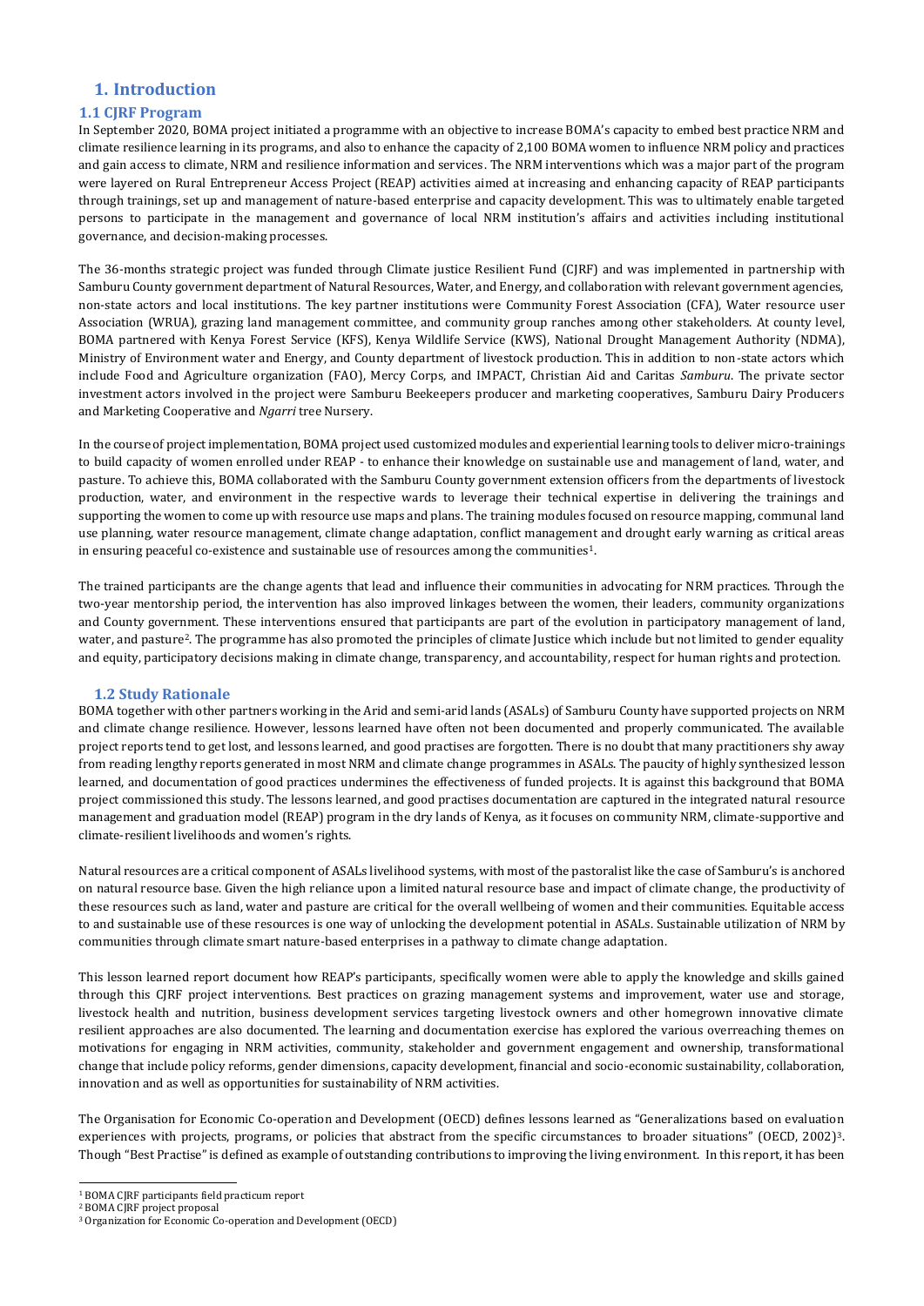# 1. Introduction

## 1.1 CJRF Program

In September 2020, BOMA project initiated a programme with an objective to increase BOMA's capacity to embed best practice NRM and climate resilience learning in its programs, and also to enhance the capacity of 2,100 BOMA women to influence NRM policy and practices and gain access to climate, NRM and resilience information and services. The NRM interventions which was a major part of the program were layered on Rural Entrepreneur Access Project (REAP) activities aimed at increasing and enhancing capacity of REAP participants through trainings, set up and management of nature-based enterprise and capacity development. This was to ultimately enable targeted persons to participate in the management and governance of local NRM institution's affairs and activities including institutional governance, and decision-making processes.

The 36-months strategic project was funded through Climate justice Resilient Fund (CJRF) and was implemented in partnership with Samburu County government department of Natural Resources, Water, and Energy, and collaboration with relevant government agencies, non-state actors and local institutions. The key partner institutions were Community Forest Association (CFA), Water resource user Association (WRUA), grazing land management committee, and community group ranches among other stakeholders. At county level, BOMA partnered with Kenya Forest Service (KFS), Kenya Wildlife Service (KWS), National Drought Management Authority (NDMA), Ministry of Environment water and Energy, and County department of livestock production. This in addition to non-state actors which include Food and Agriculture organization (FAO), Mercy Corps, and IMPACT, Christian Aid and Caritas *Samburu*. The private sector investment actors involved in the project were Samburu Beekeepers producer and marketing cooperatives, Samburu Dairy Producers and Marketing Cooperative and *Ngarri* tree Nursery.

In the course of project implementation, BOMA project used customized modules and experiential learning tools to deliver micro-trainings to build capacity of women enrolled under REAP - to enhance their knowledge on sustainable use and management of land, water, and pasture. To achieve this, BOMA collaborated with the Samburu County government extension officers from the departments of livestock production, water, and environment in the respective wards to leverage their technical expertise in delivering the trainings and supporting the women to come up with resource use maps and plans. The training modules focused on resource mapping, communal land use planning, water resource management, climate change adaptation, conflict management and drought early warning as critical areas in ensuring peaceful co-existence and sustainable use of resources among the communities[1].

The trained participants are the change agents that lead and influence their communities in advocating for NRM practices. Through the two-year mentorship period, the intervention has also improved linkages between the women, their leaders, community organizations and County government. These interventions ensured that participants are part of the evolution in participatory management of land, water, and pasture[2]. The programme has also promoted the principles of climate Justice which include but not limited to gender equality and equity, participatory decisions making in climate change, transparency, and accountability, respect for human rights and protection.

## 1.2 Study Rationale

BOMA together with other partners working in the Arid and semi-arid lands (ASALs) of Samburu County have supported projects on NRM and climate change resilience. However, lessons learned have often not been documented and properly communicated. The available project reports tend to get lost, and lessons learned, and good practises are forgotten. There is no doubt that many practitioners shy away from reading lengthy reports generated in most NRM and climate change programmes in ASALs. The paucity of highly synthesized lesson learned, and documentation of good practices undermines the effectiveness of funded projects. It is against this background that BOMA project commissioned this study. The lessons learned, and good practises documentation are captured in the integrated natural resource management and graduation model (REAP) program in the dry lands of Kenya, as it focuses on community NRM, climate-supportive and climate-resilient livelihoods and women's rights.

Natural resources are a critical component of ASALs livelihood systems, with most of the pastoralist like the case of Samburu's is anchored on natural resource base. Given the high reliance upon a limited natural resource base and impact of climate change, the productivity of these resources such as land, water and pasture are critical for the overall wellbeing of women and their communities. Equitable access to and sustainable use of these resources is one way of unlocking the development potential in ASALs. Sustainable utilization of NRM by communities through climate smart nature-based enterprises in a pathway to climate change adaptation.

This lesson learned report document how REAP's participants, specifically women were able to apply the knowledge and skills gained through this CJRF project interventions. Best practices on grazing management systems and improvement, water use and storage, livestock health and nutrition, business development services targeting livestock owners and other homegrown innovative climate resilient approaches are also documented. The learning and documentation exercise has explored the various overreaching themes on motivations for engaging in NRM activities, community, stakeholder and government engagement and ownership, transformational change that include policy reforms, gender dimensions, capacity development, financial and socio-economic sustainability, collaboration, innovation and as well as opportunities for sustainability of NRM activities.

The Organisation for Economic Co-operation and Development (OECD) defines lessons learned as "Generalizations based on evaluation experiences with projects, programs, or policies that abstract from the specific circumstances to broader situations" (OECD, 2002)[3]. Though "Best Practise" is defined as example of outstanding contributions to improving the living environment. In this report, it has been

---

[1] BOMA CJRF participants field practicum report

[2] BOMA CJRF project proposal

[3] Organization for Economic Co-operation and Development (OECD)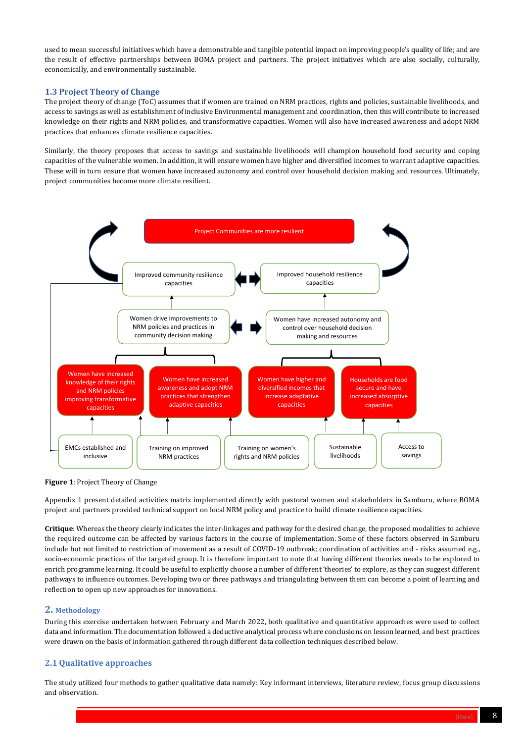used to mean successful initiatives which have a demonstrable and tangible potential impact on improving people's quality of life; and are the result of effective partnerships between BOMA project and partners. The project initiatives which are also socially, culturally, economically, and environmentally sustainable.

### 1.3 Project Theory of Change

The project theory of change (ToC) assumes that if women are trained on NRM practices, rights and policies, sustainable livelihoods, and access to savings as well as establishment of inclusive Environmental management and coordination, then this will contribute to increased knowledge on their rights and NRM policies, and transformative capacities. Women will also have increased awareness and adopt NRM practices that enhances climate resilience capacities.

Similarly, the theory proposes that access to savings and sustainable livelihoods will champion household food security and coping capacities of the vulnerable women. In addition, it will ensure women have higher and diversified incomes to warrant adaptive capacities. These will in turn ensure that women have increased autonomy and control over household decision making and resources. Ultimately, project communities become more climate resilient.

Project Communities are more resilient

Improved community resilience capacities | Improved household resilience capacities

Women drive improvements to NRM policies and practices in community decision making | Women have increased autonomy and control over household decision making and resources

Women have increased knowledge of their rights and NRM policies improving transformative capacities | Women have increased awareness and adopt NRM practices that strengthen adaptive capacities | Women have higher and diversified incomes that increase adaptive capacities | Households are food secure and have increased absorptive capacities

EMCs established and inclusive | Training on improved NRM practices | Training on women's rights and NRM policies | Sustainable livelihoods | Access to savings

**Figure 1**: Project Theory of Change

Appendix 1 present detailed activities matrix implemented directly with pastoral women and stakeholders in Samburu, where BOMA project and partners provided technical support on local NRM policy and practice to build climate resilience capacities.

**Critique**: Whereas the theory clearly indicates the inter-linkages and pathway for the desired change, the proposed modalities to achieve the required outcome can be affected by various factors in the course of implementation. Some of these factors observed in Samburu include but not limited to restriction of movement as a result of COVID-19 outbreak; coordination of activities and - risks assumed e.g., socio-economic practices of the targeted group. It is therefore important to note that having different theories needs to be explored to enrich programme learning. It could be useful to explicitly choose a number of different 'theories' to explore, as they can suggest different pathways to influence outcomes. Developing two or three pathways and triangulating between them can become a point of learning and reflection to open up new approaches for innovations.

## 2. Methodology

During this exercise undertaken between February and March 2022, both qualitative and quantitative approaches were used to collect data and information. The documentation followed a deductive analytical process where conclusions on lesson learned, and best practices were drawn on the basis of information gathered through different data collection techniques described below.

### 2.1 Qualitative approaches

The study utilized four methods to gather qualitative data namely: Key informant interviews, literature review, focus group discussions and observation.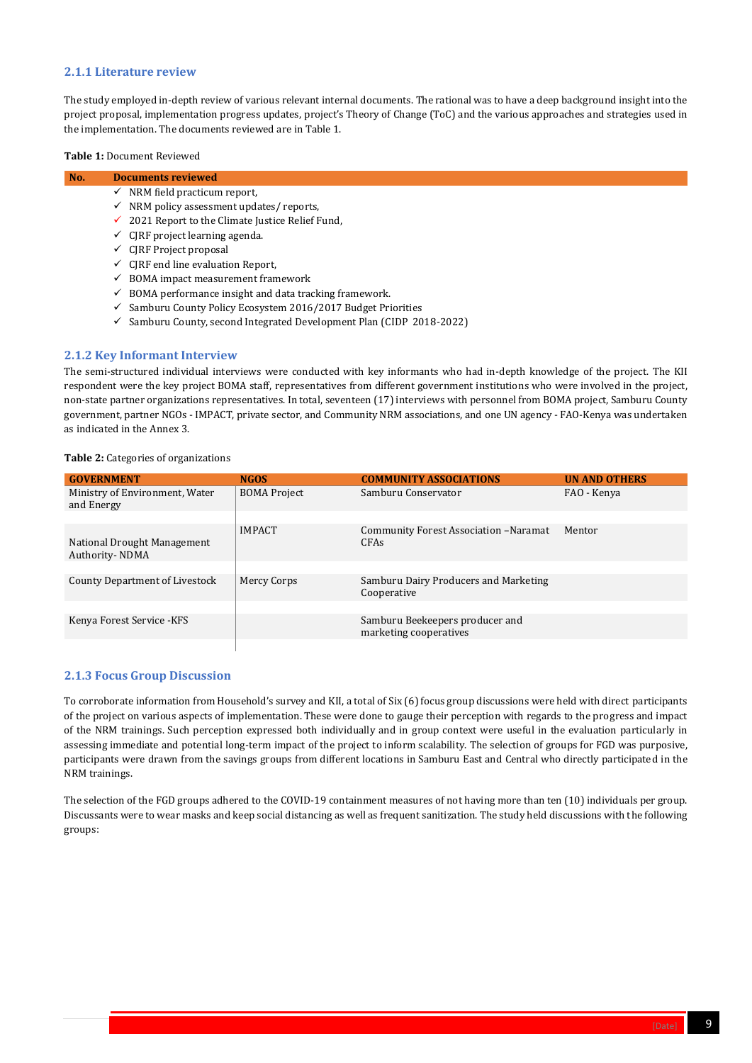### 2.1.1 Literature review

The study employed in-depth review of various relevant internal documents. The rational was to have a deep background insight into the project proposal, implementation progress updates, project's Theory of Change (ToC) and the various approaches and strategies used in the implementation. The documents reviewed are in Table 1.

**Table 1:** Document Reviewed

| No. | Documents reviewed |
|---|---|
| | ✓ NRM field practicum report, |
| | ✓ NRM policy assessment updates/ reports, |
| | ✓ 2021 Report to the Climate Justice Relief Fund, |
| | ✓ CJRF project learning agenda. |
| | ✓ CJRF Project proposal |
| | ✓ CJRF end line evaluation Report, |
| | ✓ BOMA impact measurement framework |
| | ✓ BOMA performance insight and data tracking framework. |
| | ✓ Samburu County Policy Ecosystem 2016/2017 Budget Priorities |
| | ✓ Samburu County, second Integrated Development Plan (CIDP 2018-2022) |

### 2.1.2 Key Informant Interview

The semi-structured individual interviews were conducted with key informants who had in-depth knowledge of the project. The KII respondent were the key project BOMA staff, representatives from different government institutions who were involved in the project, non-state partner organizations representatives. In total, seventeen (17) interviews with personnel from BOMA project, Samburu County government, partner NGOs - IMPACT, private sector, and Community NRM associations, and one UN agency - FAO-Kenya was undertaken as indicated in the Annex 3.

**Table 2:** Categories of organizations

| GOVERNMENT | NGOS | COMMUNITY ASSOCIATIONS | UN AND OTHERS |
|---|---|---|---|
| Ministry of Environment, Water and Energy | BOMA Project | Samburu Conservator | FAO - Kenya |
| National Drought Management Authority- NDMA | IMPACT | Community Forest Association –Naramat CFAs | Mentor |
| County Department of Livestock | Mercy Corps | Samburu Dairy Producers and Marketing Cooperative | |
| Kenya Forest Service -KFS | | Samburu Beekeepers producer and marketing cooperatives | |

### 2.1.3 Focus Group Discussion

To corroborate information from Household's survey and KII, a total of Six (6) focus group discussions were held with direct participants of the project on various aspects of implementation. These were done to gauge their perception with regards to the progress and impact of the NRM trainings. Such perception expressed both individually and in group context were useful in the evaluation particularly in assessing immediate and potential long-term impact of the project to inform scalability. The selection of groups for FGD was purposive, participants were drawn from the savings groups from different locations in Samburu East and Central who directly participated in the NRM trainings.

The selection of the FGD groups adhered to the COVID-19 containment measures of not having more than ten (10) individuals per group. Discussants were to wear masks and keep social distancing as well as frequent sanitization. The study held discussions with the following groups: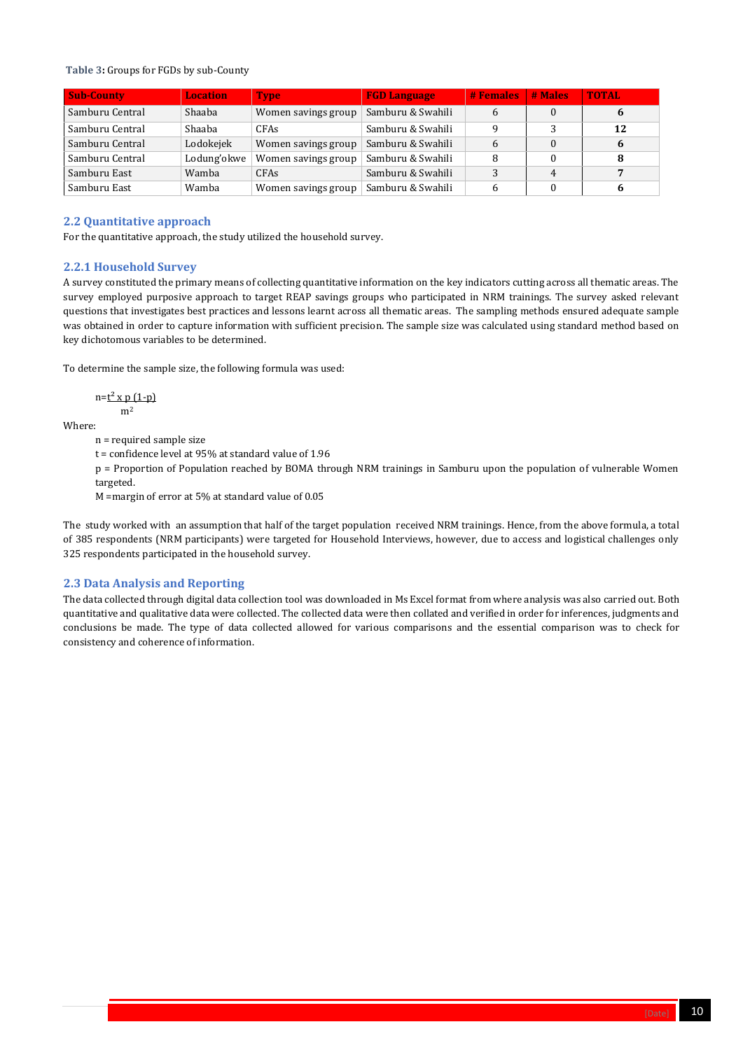**Table 3:** Groups for FGDs by sub-County

| Sub-County | Location | Type | FGD Language | # Females | # Males | TOTAL |
|---|---|---|---|---|---|---|
| Samburu Central | Shaaba | Women savings group | Samburu & Swahili | 6 | 0 | **6** |
| Samburu Central | Shaaba | CFAs | Samburu & Swahili | 9 | 3 | **12** |
| Samburu Central | Lodokejek | Women savings group | Samburu & Swahili | 6 | 0 | **6** |
| Samburu Central | Lodung'okwe | Women savings group | Samburu & Swahili | 8 | 0 | **8** |
| Samburu East | Wamba | CFAs | Samburu & Swahili | 3 | 4 | **7** |
| Samburu East | Wamba | Women savings group | Samburu & Swahili | 6 | 0 | **6** |

## 2.2 Quantitative approach

For the quantitative approach, the study utilized the household survey.

### 2.2.1 Household Survey

A survey constituted the primary means of collecting quantitative information on the key indicators cutting across all thematic areas. The survey employed purposive approach to target REAP savings groups who participated in NRM trainings. The survey asked relevant questions that investigates best practices and lessons learnt across all thematic areas. The sampling methods ensured adequate sample was obtained in order to capture information with sufficient precision. The sample size was calculated using standard method based on key dichotomous variables to be determined.

To determine the sample size, the following formula was used:

$$n = \frac{t^2 \times p\ (1-p)}{m^2}$$

Where:

n = required sample size

t = confidence level at 95% at standard value of 1.96

p = Proportion of Population reached by BOMA through NRM trainings in Samburu upon the population of vulnerable Women targeted.

M =margin of error at 5% at standard value of 0.05

The study worked with an assumption that half of the target population received NRM trainings. Hence, from the above formula, a total of 385 respondents (NRM participants) were targeted for Household Interviews, however, due to access and logistical challenges only 325 respondents participated in the household survey.

## 2.3 Data Analysis and Reporting

The data collected through digital data collection tool was downloaded in Ms Excel format from where analysis was also carried out. Both quantitative and qualitative data were collected. The collected data were then collated and verified in order for inferences, judgments and conclusions be made. The type of data collected allowed for various comparisons and the essential comparison was to check for consistency and coherence of information.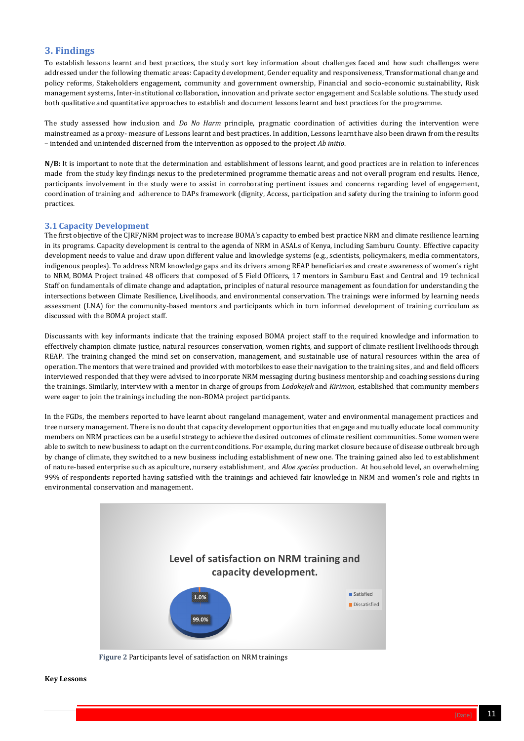## 3. Findings

To establish lessons learnt and best practices, the study sort key information about challenges faced and how such challenges were addressed under the following thematic areas: Capacity development, Gender equality and responsiveness, Transformational change and policy reforms, Stakeholders engagement, community and government ownership, Financial and socio-economic sustainability, Risk management systems, Inter-institutional collaboration, innovation and private sector engagement and Scalable solutions. The study used both qualitative and quantitative approaches to establish and document lessons learnt and best practices for the programme.

The study assessed how inclusion and *Do No Harm* principle, pragmatic coordination of activities during the intervention were mainstreamed as a proxy- measure of Lessons learnt and best practices. In addition, Lessons learnt have also been drawn from the results – intended and unintended discerned from the intervention as opposed to the project *Ab initio*.

**N/B:** It is important to note that the determination and establishment of lessons learnt, and good practices are in relation to inferences made from the study key findings nexus to the predetermined programme thematic areas and not overall program end results. Hence, participants involvement in the study were to assist in corroborating pertinent issues and concerns regarding level of engagement, coordination of training and adherence to DAPs framework (dignity, Access, participation and safety during the training to inform good practices.

### 3.1 Capacity Development

The first objective of the CJRF/NRM project was to increase BOMA's capacity to embed best practice NRM and climate resilience learning in its programs. Capacity development is central to the agenda of NRM in ASALs of Kenya, including Samburu County. Effective capacity development needs to value and draw upon different value and knowledge systems (e.g., scientists, policymakers, media commentators, indigenous peoples). To address NRM knowledge gaps and its drivers among REAP beneficiaries and create awareness of women's right to NRM, BOMA Project trained 48 officers that composed of 5 Field Officers, 17 mentors in Samburu East and Central and 19 technical Staff on fundamentals of climate change and adaptation, principles of natural resource management as foundation for understanding the intersections between Climate Resilience, Livelihoods, and environmental conservation. The trainings were informed by learning needs assessment (LNA) for the community-based mentors and participants which in turn informed development of training curriculum as discussed with the BOMA project staff.

Discussants with key informants indicate that the training exposed BOMA project staff to the required knowledge and information to effectively champion climate justice, natural resources conservation, women rights, and support of climate resilient livelihoods through REAP. The training changed the mind set on conservation, management, and sustainable use of natural resources within the area of operation. The mentors that were trained and provided with motorbikes to ease their navigation to the training sites, and and field officers interviewed responded that they were advised to incorporate NRM messaging during business mentorship and coaching sessions during the trainings. Similarly, interview with a mentor in charge of groups from *Lodokejek* and *Kirimon,* established that community members were eager to join the trainings including the non-BOMA project participants.

In the FGDs, the members reported to have learnt about rangeland management, water and environmental management practices and tree nursery management. There is no doubt that capacity development opportunities that engage and mutually educate local community members on NRM practices can be a useful strategy to achieve the desired outcomes of climate resilient communities. Some women were able to switch to new business to adapt on the current conditions. For example, during market closure because of disease outbreak brough by change of climate, they switched to a new business including establishment of new one. The training gained also led to establishment of nature-based enterprise such as apiculture, nursery establishment, and *Aloe species* production. At household level, an overwhelming 99% of respondents reported having satisfied with the trainings and achieved fair knowledge in NRM and women's role and rights in environmental conservation and management.

**Level of satisfaction on NRM training and capacity development.**

| Response | Percentage |
|---|---|
| Satisfied | 99.0% |
| Dissatisfied | 1.0% |

**Figure 2** Participants level of satisfaction on NRM trainings

**Key Lessons**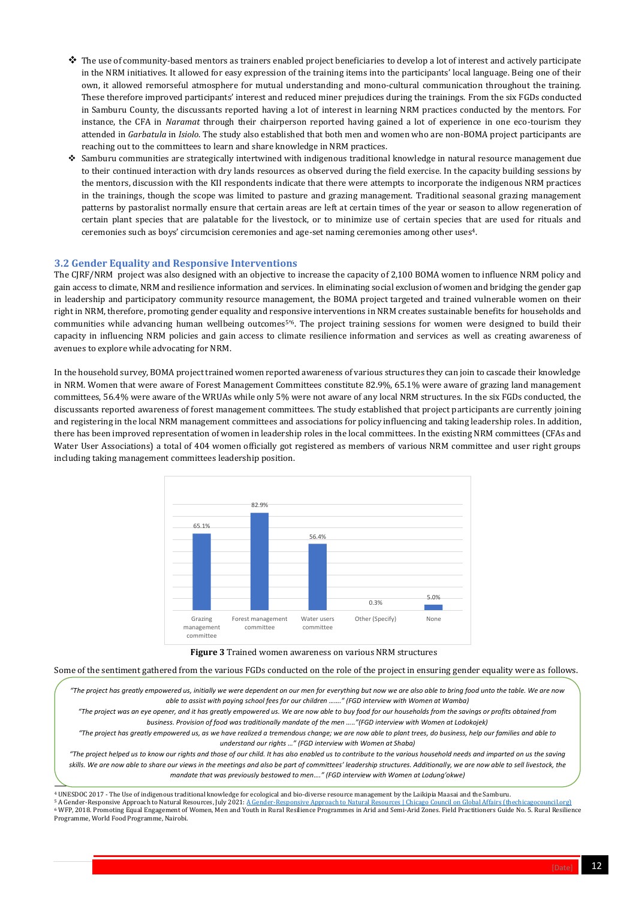- The use of community-based mentors as trainers enabled project beneficiaries to develop a lot of interest and actively participate in the NRM initiatives. It allowed for easy expression of the training items into the participants' local language. Being one of their own, it allowed remorseful atmosphere for mutual understanding and mono-cultural communication throughout the training. These therefore improved participants' interest and reduced miner prejudices during the trainings. From the six FGDs conducted in Samburu County, the discussants reported having a lot of interest in learning NRM practices conducted by the mentors. For instance, the CFA in *Naramat* through their chairperson reported having gained a lot of experience in one eco-tourism they attended in *Garbatula* in *Isiolo*. The study also established that both men and women who are non-BOMA project participants are reaching out to the committees to learn and share knowledge in NRM practices.
- Samburu communities are strategically intertwined with indigenous traditional knowledge in natural resource management due to their continued interaction with dry lands resources as observed during the field exercise. In the capacity building sessions by the mentors, discussion with the KII respondents indicate that there were attempts to incorporate the indigenous NRM practices in the trainings, though the scope was limited to pasture and grazing management. Traditional seasonal grazing management patterns by pastoralist normally ensure that certain areas are left at certain times of the year or season to allow regeneration of certain plant species that are palatable for the livestock, or to minimize use of certain species that are used for rituals and ceremonies such as boys' circumcision ceremonies and age-set naming ceremonies among other uses[4].

### 3.2 Gender Equality and Responsive Interventions

The CJRF/NRM project was also designed with an objective to increase the capacity of 2,100 BOMA women to influence NRM policy and gain access to climate, NRM and resilience information and services. In eliminating social exclusion of women and bridging the gender gap in leadership and participatory community resource management, the BOMA project targeted and trained vulnerable women on their right in NRM, therefore, promoting gender equality and responsive interventions in NRM creates sustainable benefits for households and communities while advancing human wellbeing outcomes[5'6]. The project training sessions for women were designed to build their capacity in influencing NRM policies and gain access to climate resilience information and services as well as creating awareness of avenues to explore while advocating for NRM.

In the household survey, BOMA project trained women reported awareness of various structures they can join to cascade their knowledge in NRM. Women that were aware of Forest Management Committees constitute 82.9%, 65.1% were aware of grazing land management committees, 56.4% were aware of the WRUAs while only 5% were not aware of any local NRM structures. In the six FGDs conducted, the discussants reported awareness of forest management committees. The study established that project participants are currently joining and registering in the local NRM management committees and associations for policy influencing and taking leadership roles. In addition, there has been improved representation of women in leadership roles in the local committees. In the existing NRM committees (CFAs and Water User Associations) a total of 404 women officially got registered as members of various NRM committee and user right groups including taking management committees leadership position.

| Grazing management committee | Forest management committee | Water users committee | Other (Specify) | None |
|---|---|---|---|---|
| 65.1% | 82.9% | 56.4% | 0.3% | 5.0% |

**Figure 3** Trained women awareness on various NRM structures

Some of the sentiment gathered from the various FGDs conducted on the role of the project in ensuring gender equality were as follows.

> *"The project has greatly empowered us, initially we were dependent on our men for everything but now we are also able to bring food unto the table. We are now able to assist with paying school fees for our children ……." (FGD interview with Women at Wamba)*
>
> *"The project was an eye opener, and it has greatly empowered us. We are now able to buy food for our households from the savings or profits obtained from business. Provision of food was traditionally mandate of the men ….."(FGD interview with Women at Lodokojek)*
>
> *"The project has greatly empowered us, as we have realized a tremendous change; we are now able to plant trees, do business, help our families and able to understand our rights …" (FGD interview with Women at Shaba)*
>
> *"The project helped us to know our rights and those of our child. It has also enabled us to contribute to the various household needs and imparted on us the saving skills. We are now able to share our views in the meetings and also be part of committees' leadership structures. Additionally, we are now able to sell livestock, the mandate that was previously bestowed to men…." (FGD interview with Women at Lodung'okwe)*

[4] UNESDOC 2017 - The Use of indigenous traditional knowledge for ecological and bio-diverse resource management by the Laikipia Maasai and the Samburu.
[5] A Gender-Responsive Approach to Natural Resources, July 2021: A Gender-Responsive Approach to Natural Resources | Chicago Council on Global Affairs (thechicagocouncil.org)
[6] WFP, 2018. Promoting Equal Engagement of Women, Men and Youth in Rural Resilience Programmes in Arid and Semi-Arid Zones. Field Practitioners Guide No. 5. Rural Resilience Programme, World Food Programme, Nairobi.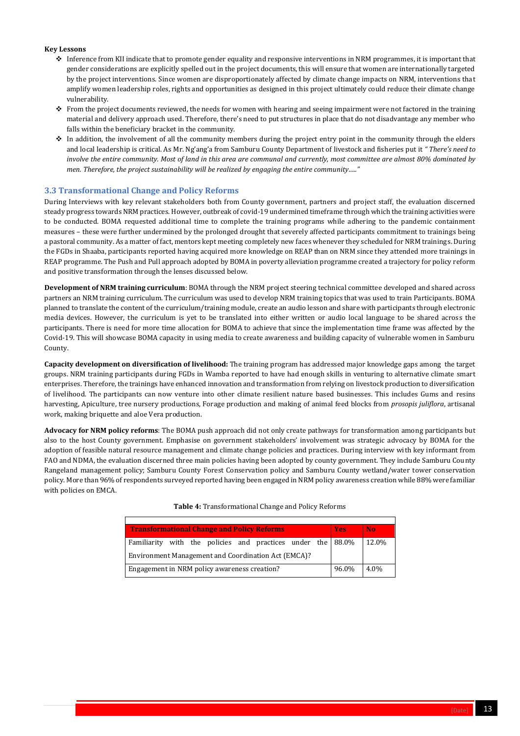**Key Lessons**

- Inference from KII indicate that to promote gender equality and responsive interventions in NRM programmes, it is important that gender considerations are explicitly spelled out in the project documents, this will ensure that women are internationally targeted by the project interventions. Since women are disproportionately affected by climate change impacts on NRM, interventions that amplify women leadership roles, rights and opportunities as designed in this project ultimately could reduce their climate change vulnerability.
- From the project documents reviewed, the needs for women with hearing and seeing impairment were not factored in the training material and delivery approach used. Therefore, there's need to put structures in place that do not disadvantage any member who falls within the beneficiary bracket in the community.
- In addition, the involvement of all the community members during the project entry point in the community through the elders and local leadership is critical. As Mr. Ng'ang'a from Samburu County Department of livestock and fisheries put it *" There's need to involve the entire community. Most of land in this area are communal and currently, most committee are almost 80% dominated by men. Therefore, the project sustainability will be realized by engaging the entire community….."*

## 3.3 Transformational Change and Policy Reforms

During Interviews with key relevant stakeholders both from County government, partners and project staff, the evaluation discerned steady progress towards NRM practices. However, outbreak of covid-19 undermined timeframe through which the training activities were to be conducted. BOMA requested additional time to complete the training programs while adhering to the pandemic containment measures – these were further undermined by the prolonged drought that severely affected participants commitment to trainings being a pastoral community. As a matter of fact, mentors kept meeting completely new faces whenever they scheduled for NRM trainings. During the FGDs in Shaaba, participants reported having acquired more knowledge on REAP than on NRM since they attended more trainings in REAP programme. The Push and Pull approach adopted by BOMA in poverty alleviation programme created a trajectory for policy reform and positive transformation through the lenses discussed below.

**Development of NRM training curriculum**: BOMA through the NRM project steering technical committee developed and shared across partners an NRM training curriculum. The curriculum was used to develop NRM training topics that was used to train Participants. BOMA planned to translate the content of the curriculum/training module, create an audio lesson and share with participants through electronic media devices. However, the curriculum is yet to be translated into either written or audio local language to be shared across the participants. There is need for more time allocation for BOMA to achieve that since the implementation time frame was affected by the Covid-19. This will showcase BOMA capacity in using media to create awareness and building capacity of vulnerable women in Samburu County.

**Capacity development on diversification of livelihood:** The training program has addressed major knowledge gaps among the target groups. NRM training participants during FGDs in Wamba reported to have had enough skills in venturing to alternative climate smart enterprises. Therefore, the trainings have enhanced innovation and transformation from relying on livestock production to diversification of livelihood. The participants can now venture into other climate resilient nature based businesses. This includes Gums and resins harvesting, Apiculture, tree nursery productions, Forage production and making of animal feed blocks from *prosopis juliflora*, artisanal work, making briquette and aloe Vera production.

**Advocacy for NRM policy reforms**: The BOMA push approach did not only create pathways for transformation among participants but also to the host County government. Emphasise on government stakeholders' involvement was strategic advocacy by BOMA for the adoption of feasible natural resource management and climate change policies and practices. During interview with key informant from FAO and NDMA, the evaluation discerned three main policies having been adopted by county government. They include Samburu County Rangeland management policy; Samburu County Forest Conservation policy and Samburu County wetland/water tower conservation policy. More than 96% of respondents surveyed reported having been engaged in NRM policy awareness creation while 88% were familiar with policies on EMCA.

**Table 4:** Transformational Change and Policy Reforms

| Transformational Change and Policy Reforms | Yes | No |
|---|---|---|
| Familiarity with the policies and practices under the Environment Management and Coordination Act (EMCA)? | 88.0% | 12.0% |
| Engagement in NRM policy awareness creation? | 96.0% | 4.0% |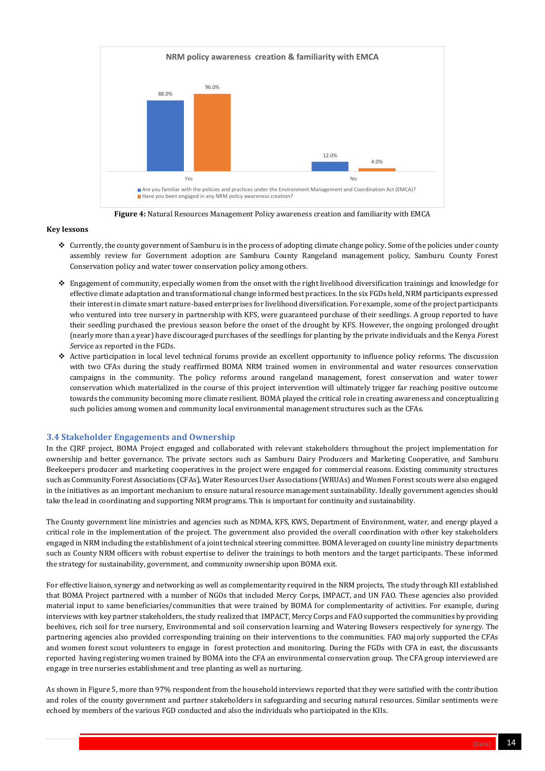**NRM policy awareness creation & familiarity with EMCA**

| | Yes | No |
|---|---|---|
| Are you familiar with the policies and practices under the Environment Management and Coordination Act (EMCA)? | 88.0% | 12.0% |
| Have you been engaged in any NRM policy awareness creation? | 96.0% | 4.0% |

**Figure 4:** Natural Resources Management Policy awareness creation and familiarity with EMCA

**Key lessons**

- Currently, the county government of Samburu is in the process of adopting climate change policy. Some of the policies under county assembly review for Government adoption are Samburu County Rangeland management policy, Samburu County Forest Conservation policy and water tower conservation policy among others.
- Engagement of community, especially women from the onset with the right livelihood diversification trainings and knowledge for effective climate adaptation and transformational change informed best practices. In the six FGDs held, NRM participants expressed their interest in climate smart nature-based enterprises for livelihood diversification. For example, some of the project participants who ventured into tree nursery in partnership with KFS, were guaranteed purchase of their seedlings. A group reported to have their seedling purchased the previous season before the onset of the drought by KFS. However, the ongoing prolonged drought (nearly more than a year) have discouraged purchases of the seedlings for planting by the private individuals and the Kenya *F*orest *S*ervice as reported in the FGDs.
- Active participation in local level technical forums provide an excellent opportunity to influence policy reforms. The discussion with two CFAs during the study reaffirmed BOMA NRM trained women in environmental and water resources conservation campaigns in the community. The policy reforms around rangeland management, forest conservation and water tower conservation which materialized in the course of this project intervention will ultimately trigger far reaching positive outcome towards the community becoming more climate resilient. BOMA played the critical role in creating awareness and conceptualizing such policies among women and community local environmental management structures such as the CFAs.

## 3.4 Stakeholder Engagements and Ownership

In the CJRF project, BOMA Project engaged and collaborated with relevant stakeholders throughout the project implementation for ownership and better governance. The private sectors such as Samburu Dairy Producers and Marketing Cooperative, and Samburu Beekeepers producer and marketing cooperatives in the project were engaged for commercial reasons. Existing community structures such as Community Forest Associations (CFAs), Water Resources User Associations (WRUAs) and Women Forest scouts were also engaged in the initiatives as an important mechanism to ensure natural resource management sustainability. Ideally government agencies should take the lead in coordinating and supporting NRM programs. This is important for continuity and sustainability.

The County government line ministries and agencies such as NDMA, KFS, KWS, Department of Environment, water, and energy played a critical role in the implementation of the project. The government also provided the overall coordination with other key stakeholders engaged in NRM including the establishment of a joint technical steering committee. BOMA leveraged on county line ministry departments such as County NRM officers with robust expertise to deliver the trainings to both mentors and the target participants. These informed the strategy for sustainability, government, and community ownership upon BOMA exit.

For effective liaison, synergy and networking as well as complementarity required in the NRM projects, The study through KII established that BOMA Project partnered with a number of NGOs that included Mercy Corps, IMPACT, and UN FAO. These agencies also provided material input to same beneficiaries/communities that were trained by BOMA for complementarity of activities. For example, during interviews with key partner stakeholders, the study realized that IMPACT, Mercy Corps and FAO supported the communities by providing beehives, rich soil for tree nursery, Environmental and soil conservation learning and Watering Bowsers respectively for synergy. The partnering agencies also provided corresponding training on their interventions to the communities. FAO majorly supported the CFAs and women forest scout volunteers to engage in forest protection and monitoring. During the FGDs with CFA in east, the discussants reported having registering women trained by BOMA into the CFA an environmental conservation group. The CFA group interviewed are engage in tree nurseries establishment and tree planting as well as nurturing.

As shown in Figure 5, more than 97% respondent from the household interviews reported that they were satisfied with the contribution and roles of the county government and partner stakeholders in safeguarding and securing natural resources. Similar sentiments were echoed by members of the various FGD conducted and also the individuals who participated in the KIIs.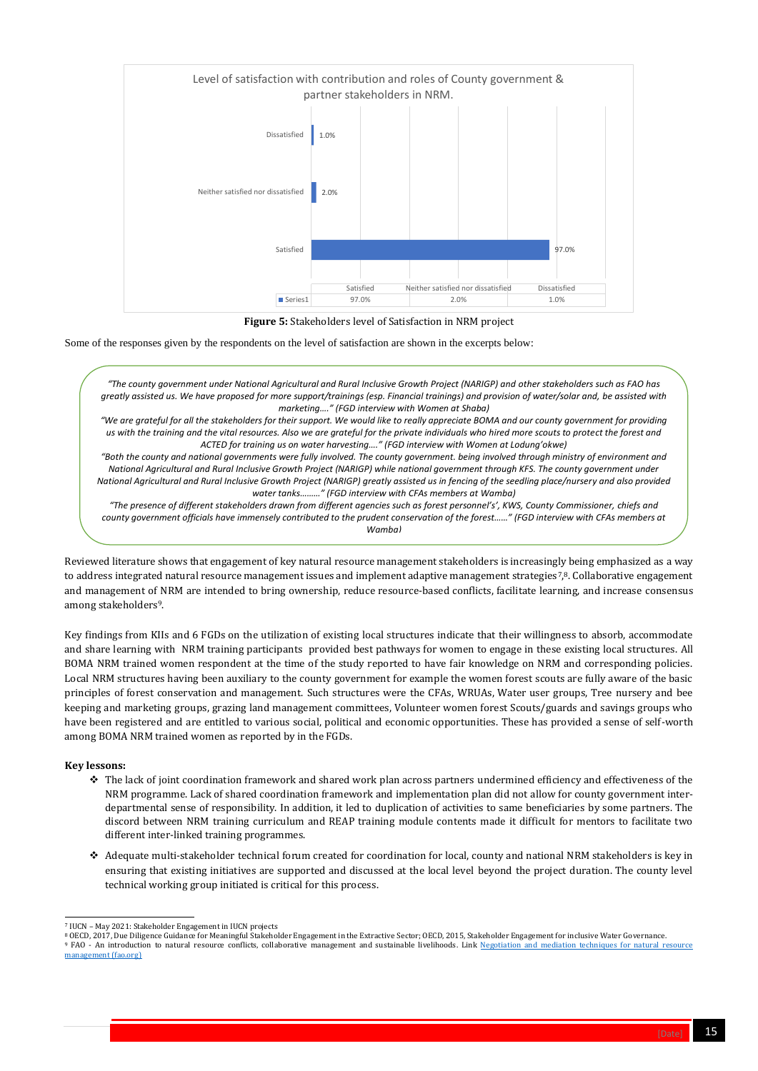Level of satisfaction with contribution and roles of County government & partner stakeholders in NRM.

| | Satisfied | Neither satisfied nor dissatisfied | Dissatisfied |
|---|---|---|---|
| Series1 | 97.0% | 2.0% | 1.0% |

**Figure 5:** Stakeholders level of Satisfaction in NRM project

Some of the responses given by the respondents on the level of satisfaction are shown in the excerpts below:

> *"The county government under National Agricultural and Rural Inclusive Growth Project (NARIGP) and other stakeholders such as FAO has greatly assisted us. We have proposed for more support/trainings (esp. Financial trainings) and provision of water/solar and, be assisted with marketing…." (FGD interview with Women at Shaba)*
>
> *"We are grateful for all the stakeholders for their support. We would like to really appreciate BOMA and our county government for providing us with the training and the vital resources. Also we are grateful for the private individuals who hired more scouts to protect the forest and ACTED for training us on water harvesting…." (FGD interview with Women at Lodung'okwe)*
>
> *"Both the county and national governments were fully involved. The county government. being involved through ministry of environment and National Agricultural and Rural Inclusive Growth Project (NARIGP) while national government through KFS. The county government under National Agricultural and Rural Inclusive Growth Project (NARIGP) greatly assisted us in fencing of the seedling place/nursery and also provided water tanks………" (FGD interview with CFAs members at Wamba)*
>
> *"The presence of different stakeholders drawn from different agencies such as forest personnel's', KWS, County Commissioner, chiefs and county government officials have immensely contributed to the prudent conservation of the forest……" (FGD interview with CFAs members at Wamba)*

Reviewed literature shows that engagement of key natural resource management stakeholders is increasingly being emphasized as a way to address integrated natural resource management issues and implement adaptive management strategies[7],[8]. Collaborative engagement and management of NRM are intended to bring ownership, reduce resource-based conflicts, facilitate learning, and increase consensus among stakeholders[9].

Key findings from KIIs and 6 FGDs on the utilization of existing local structures indicate that their willingness to absorb, accommodate and share learning with NRM training participants provided best pathways for women to engage in these existing local structures. All BOMA NRM trained women respondent at the time of the study reported to have fair knowledge on NRM and corresponding policies. Local NRM structures having been auxiliary to the county government for example the women forest scouts are fully aware of the basic principles of forest conservation and management. Such structures were the CFAs, WRUAs, Water user groups, Tree nursery and bee keeping and marketing groups, grazing land management committees, Volunteer women forest Scouts/guards and savings groups who have been registered and are entitled to various social, political and economic opportunities. These has provided a sense of self-worth among BOMA NRM trained women as reported by in the FGDs.

**Key lessons:**

- The lack of joint coordination framework and shared work plan across partners undermined efficiency and effectiveness of the NRM programme. Lack of shared coordination framework and implementation plan did not allow for county government inter-departmental sense of responsibility. In addition, it led to duplication of activities to same beneficiaries by some partners. The discord between NRM training curriculum and REAP training module contents made it difficult for mentors to facilitate two different inter-linked training programmes.
- Adequate multi-stakeholder technical forum created for coordination for local, county and national NRM stakeholders is key in ensuring that existing initiatives are supported and discussed at the local level beyond the project duration. The county level technical working group initiated is critical for this process.

---

[7] IUCN – May 2021: Stakeholder Engagement in IUCN projects

[8] OECD, 2017, Due Diligence Guidance for Meaningful Stakeholder Engagement in the Extractive Sector; OECD, 2015, Stakeholder Engagement for inclusive Water Governance.

[9] FAO - An introduction to natural resource conflicts, collaborative management and sustainable livelihoods. Link [Negotiation and mediation techniques for natural resource management (fao.org)]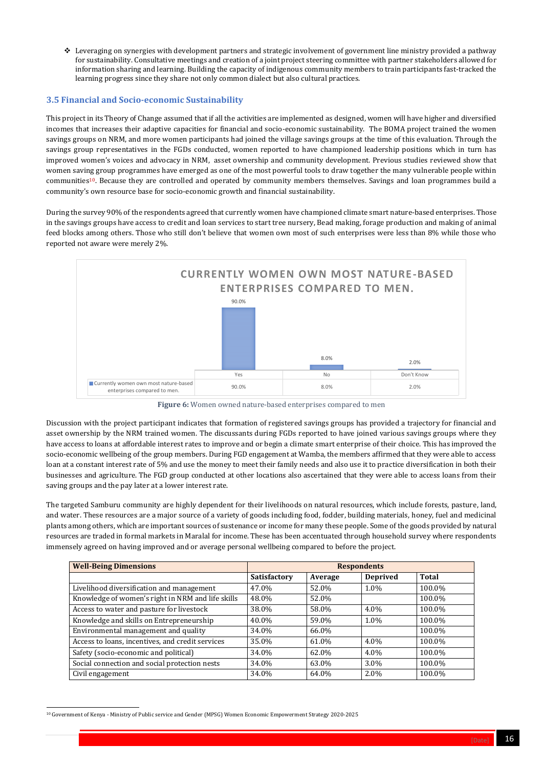- ❖ Leveraging on synergies with development partners and strategic involvement of government line ministry provided a pathway for sustainability. Consultative meetings and creation of a joint project steering committee with partner stakeholders allowed for information sharing and learning. Building the capacity of indigenous community members to train participants fast-tracked the learning progress since they share not only common dialect but also cultural practices.

### 3.5 Financial and Socio-economic Sustainability

This project in its Theory of Change assumed that if all the activities are implemented as designed, women will have higher and diversified incomes that increases their adaptive capacities for financial and socio-economic sustainability. The BOMA project trained the women savings groups on NRM, and more women participants had joined the village savings groups at the time of this evaluation. Through the savings group representatives in the FGDs conducted, women reported to have championed leadership positions which in turn has improved women's voices and advocacy in NRM, asset ownership and community development. Previous studies reviewed show that women saving group programmes have emerged as one of the most powerful tools to draw together the many vulnerable people within communities[10]. Because they are controlled and operated by community members themselves. Savings and loan programmes build a community's own resource base for socio-economic growth and financial sustainability.

During the survey 90% of the respondents agreed that currently women have championed climate smart nature-based enterprises. Those in the savings groups have access to credit and loan services to start tree nursery, Bead making, forage production and making of animal feed blocks among others. Those who still don't believe that women own most of such enterprises were less than 8% while those who reported not aware were merely 2%.

**CURRENTLY WOMEN OWN MOST NATURE-BASED ENTERPRISES COMPARED TO MEN.**

| | Yes | No | Don't Know |
|---|---|---|---|
| Currently women own most nature-based enterprises compared to men. | 90.0% | 8.0% | 2.0% |

**Figure 6:** Women owned nature-based enterprises compared to men

Discussion with the project participant indicates that formation of registered savings groups has provided a trajectory for financial and asset ownership by the NRM trained women. The discussants during FGDs reported to have joined various savings groups where they have access to loans at affordable interest rates to improve and or begin a climate smart enterprise of their choice. This has improved the socio-economic wellbeing of the group members. During FGD engagement at Wamba, the members affirmed that they were able to access loan at a constant interest rate of 5% and use the money to meet their family needs and also use it to practice diversification in both their businesses and agriculture. The FGD group conducted at other locations also ascertained that they were able to access loans from their saving groups and the pay later at a lower interest rate.

The targeted Samburu community are highly dependent for their livelihoods on natural resources, which include forests, pasture, land, and water. These resources are a major source of a variety of goods including food, fodder, building materials, honey, fuel and medicinal plants among others, which are important sources of sustenance or income for many these people. Some of the goods provided by natural resources are traded in formal markets in Maralal for income. These has been accentuated through household survey where respondents immensely agreed on having improved and or average personal wellbeing compared to before the project.

| Well-Being Dimensions | Respondents | | | |
|---|---|---|---|---|
| | Satisfactory | Average | Deprived | Total |
| Livelihood diversification and management | 47.0% | 52.0% | 1.0% | 100.0% |
| Knowledge of women's right in NRM and life skills | 48.0% | 52.0% | | 100.0% |
| Access to water and pasture for livestock | 38.0% | 58.0% | 4.0% | 100.0% |
| Knowledge and skills on Entrepreneurship | 40.0% | 59.0% | 1.0% | 100.0% |
| Environmental management and quality | 34.0% | 66.0% | | 100.0% |
| Access to loans, incentives, and credit services | 35.0% | 61.0% | 4.0% | 100.0% |
| Safety (socio-economic and political) | 34.0% | 62.0% | 4.0% | 100.0% |
| Social connection and social protection nests | 34.0% | 63.0% | 3.0% | 100.0% |
| Civil engagement | 34.0% | 64.0% | 2.0% | 100.0% |

[10] Government of Kenya - Ministry of Public service and Gender (MPSG) Women Economic Empowerment Strategy 2020-2025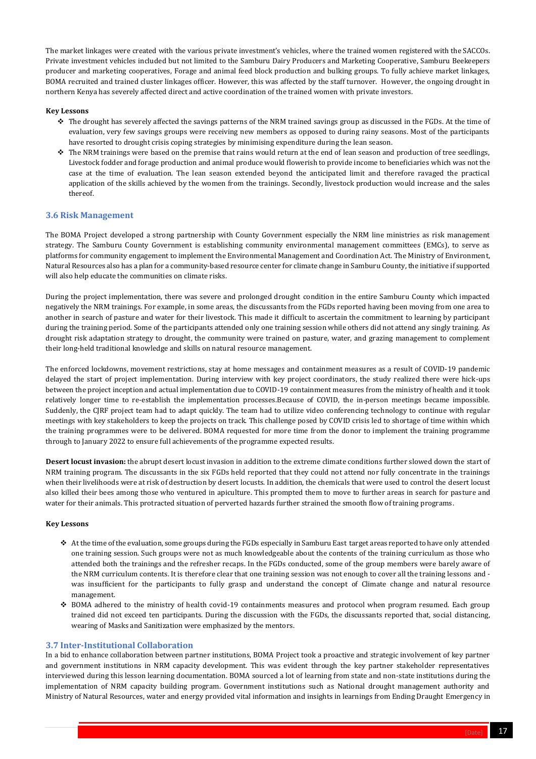The market linkages were created with the various private investment's vehicles, where the trained women registered with the SACCOs. Private investment vehicles included but not limited to the Samburu Dairy Producers and Marketing Cooperative, Samburu Beekeepers producer and marketing cooperatives, Forage and animal feed block production and bulking groups. To fully achieve market linkages, BOMA recruited and trained cluster linkages officer. However, this was affected by the staff turnover. However, the ongoing drought in northern Kenya has severely affected direct and active coordination of the trained women with private investors.

**Key Lessons**

- The drought has severely affected the savings patterns of the NRM trained savings group as discussed in the FGDs. At the time of evaluation, very few savings groups were receiving new members as opposed to during rainy seasons. Most of the participants have resorted to drought crisis coping strategies by minimising expenditure during the lean season.
- The NRM trainings were based on the premise that rains would return at the end of lean season and production of tree seedlings, Livestock fodder and forage production and animal produce would flowerish to provide income to beneficiaries which was not the case at the time of evaluation. The lean season extended beyond the anticipated limit and therefore ravaged the practical application of the skills achieved by the women from the trainings. Secondly, livestock production would increase and the sales thereof.

## 3.6 Risk Management

The BOMA Project developed a strong partnership with County Government especially the NRM line ministries as risk management strategy. The Samburu County Government is establishing community environmental management committees (EMCs), to serve as platforms for community engagement to implement the Environmental Management and Coordination Act. The Ministry of Environment, Natural Resources also has a plan for a community-based resource center for climate change in Samburu County, the initiative if supported will also help educate the communities on climate risks.

During the project implementation, there was severe and prolonged drought condition in the entire Samburu County which impacted negatively the NRM trainings. For example, in some areas, the discussants from the FGDs reported having been moving from one area to another in search of pasture and water for their livestock. This made it difficult to ascertain the commitment to learning by participant during the training period. Some of the participants attended only one training session while others did not attend any singly training. As drought risk adaptation strategy to drought, the community were trained on pasture, water, and grazing management to complement their long-held traditional knowledge and skills on natural resource management.

The enforced lockdowns, movement restrictions, stay at home messages and containment measures as a result of COVID-19 pandemic delayed the start of project implementation. During interview with key project coordinators, the study realized there were hick-ups between the project inception and actual implementation due to COVID-19 containment measures from the ministry of health and it took relatively longer time to re-establish the implementation processes.Because of COVID, the in-person meetings became impossible. Suddenly, the CJRF project team had to adapt quickly. The team had to utilize video conferencing technology to continue with regular meetings with key stakeholders to keep the projects on track. This challenge posed by COVID crisis led to shortage of time within which the training programmes were to be delivered. BOMA requested for more time from the donor to implement the training programme through to January 2022 to ensure full achievements of the programme expected results.

**Desert locust invasion:** the abrupt desert locust invasion in addition to the extreme climate conditions further slowed down the start of NRM training program. The discussants in the six FGDs held reported that they could not attend nor fully concentrate in the trainings when their livelihoods were at risk of destruction by desert locusts. In addition, the chemicals that were used to control the desert locust also killed their bees among those who ventured in apiculture. This prompted them to move to further areas in search for pasture and water for their animals. This protracted situation of perverted hazards further strained the smooth flow of training programs.

**Key Lessons**

- At the time of the evaluation, some groups during the FGDs especially in Samburu East target areas reported to have only attended one training session. Such groups were not as much knowledgeable about the contents of the training curriculum as those who attended both the trainings and the refresher recaps. In the FGDs conducted, some of the group members were barely aware of the NRM curriculum contents. It is therefore clear that one training session was not enough to cover all the training lessons and - was insufficient for the participants to fully grasp and understand the concept of Climate change and natural resource management.
- BOMA adhered to the ministry of health covid-19 containments measures and protocol when program resumed. Each group trained did not exceed ten participants. During the discussion with the FGDs, the discussants reported that, social distancing, wearing of Masks and Sanitization were emphasized by the mentors.

## 3.7 Inter-Institutional Collaboration

In a bid to enhance collaboration between partner institutions, BOMA Project took a proactive and strategic involvement of key partner and government institutions in NRM capacity development. This was evident through the key partner stakeholder representatives interviewed during this lesson learning documentation. BOMA sourced a lot of learning from state and non-state institutions during the implementation of NRM capacity building program. Government institutions such as National drought management authority and Ministry of Natural Resources, water and energy provided vital information and insights in learnings from Ending Draught Emergency in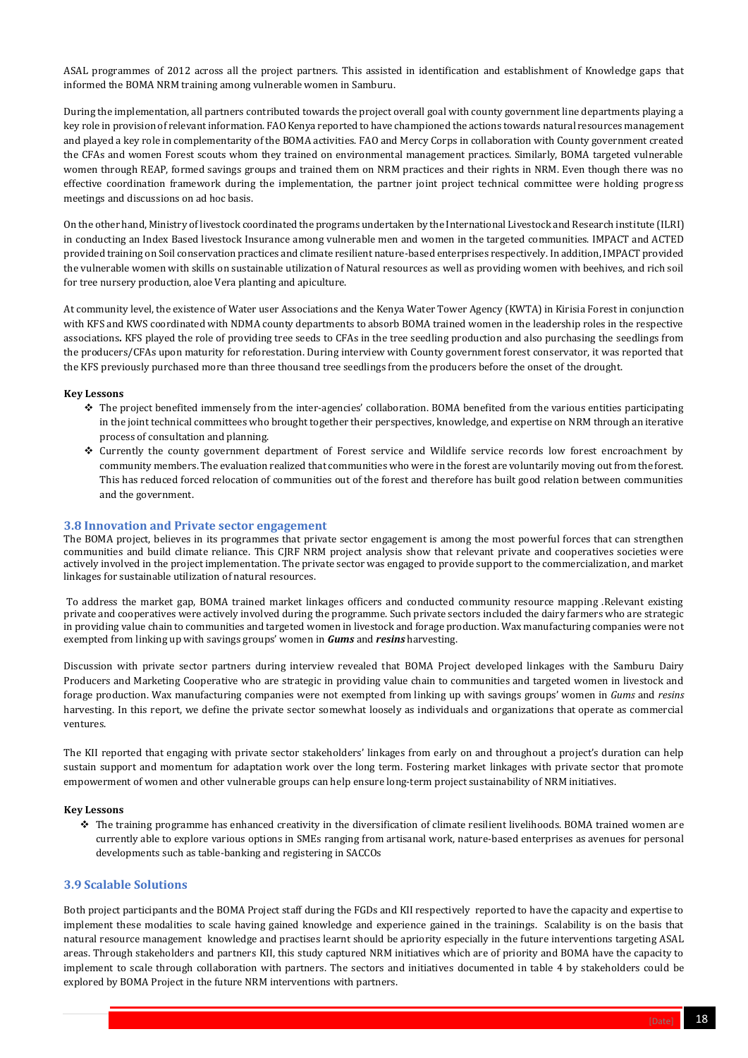ASAL programmes of 2012 across all the project partners. This assisted in identification and establishment of Knowledge gaps that informed the BOMA NRM training among vulnerable women in Samburu.

During the implementation, all partners contributed towards the project overall goal with county government line departments playing a key role in provision of relevant information. FAO Kenya reported to have championed the actions towards natural resources management and played a key role in complementarity of the BOMA activities. FAO and Mercy Corps in collaboration with County government created the CFAs and women Forest scouts whom they trained on environmental management practices. Similarly, BOMA targeted vulnerable women through REAP, formed savings groups and trained them on NRM practices and their rights in NRM. Even though there was no effective coordination framework during the implementation, the partner joint project technical committee were holding progress meetings and discussions on ad hoc basis.

On the other hand, Ministry of livestock coordinated the programs undertaken by the International Livestock and Research institute (ILRI) in conducting an Index Based livestock Insurance among vulnerable men and women in the targeted communities. IMPACT and ACTED provided training on Soil conservation practices and climate resilient nature-based enterprises respectively. In addition, IMPACT provided the vulnerable women with skills on sustainable utilization of Natural resources as well as providing women with beehives, and rich soil for tree nursery production, aloe Vera planting and apiculture.

At community level, the existence of Water user Associations and the Kenya Water Tower Agency (KWTA) in Kirisia Forest in conjunction with KFS and KWS coordinated with NDMA county departments to absorb BOMA trained women in the leadership roles in the respective associations**.** KFS played the role of providing tree seeds to CFAs in the tree seedling production and also purchasing the seedlings from the producers/CFAs upon maturity for reforestation. During interview with County government forest conservator, it was reported that the KFS previously purchased more than three thousand tree seedlings from the producers before the onset of the drought.

**Key Lessons**

- The project benefited immensely from the inter-agencies' collaboration. BOMA benefited from the various entities participating in the joint technical committees who brought together their perspectives, knowledge, and expertise on NRM through an iterative process of consultation and planning.
- Currently the county government department of Forest service and Wildlife service records low forest encroachment by community members. The evaluation realized that communities who were in the forest are voluntarily moving out from the forest. This has reduced forced relocation of communities out of the forest and therefore has built good relation between communities and the government.

## 3.8 Innovation and Private sector engagement

The BOMA project, believes in its programmes that private sector engagement is among the most powerful forces that can strengthen communities and build climate reliance. This CJRF NRM project analysis show that relevant private and cooperatives societies were actively involved in the project implementation. The private sector was engaged to provide support to the commercialization, and market linkages for sustainable utilization of natural resources.

To address the market gap, BOMA trained market linkages officers and conducted community resource mapping .Relevant existing private and cooperatives were actively involved during the programme. Such private sectors included the dairy farmers who are strategic in providing value chain to communities and targeted women in livestock and forage production. Wax manufacturing companies were not exempted from linking up with savings groups' women in ***Gums*** and ***resins*** harvesting.

Discussion with private sector partners during interview revealed that BOMA Project developed linkages with the Samburu Dairy Producers and Marketing Cooperative who are strategic in providing value chain to communities and targeted women in livestock and forage production. Wax manufacturing companies were not exempted from linking up with savings groups' women in *Gums* and *resins* harvesting. In this report, we define the private sector somewhat loosely as individuals and organizations that operate as commercial ventures.

The KII reported that engaging with private sector stakeholders' linkages from early on and throughout a project's duration can help sustain support and momentum for adaptation work over the long term. Fostering market linkages with private sector that promote empowerment of women and other vulnerable groups can help ensure long-term project sustainability of NRM initiatives.

**Key Lessons**

- The training programme has enhanced creativity in the diversification of climate resilient livelihoods. BOMA trained women are currently able to explore various options in SMEs ranging from artisanal work, nature-based enterprises as avenues for personal developments such as table-banking and registering in SACCOs

## 3.9 Scalable Solutions

Both project participants and the BOMA Project staff during the FGDs and KII respectively reported to have the capacity and expertise to implement these modalities to scale having gained knowledge and experience gained in the trainings. Scalability is on the basis that natural resource management knowledge and practises learnt should be apriority especially in the future interventions targeting ASAL areas. Through stakeholders and partners KII, this study captured NRM initiatives which are of priority and BOMA have the capacity to implement to scale through collaboration with partners. The sectors and initiatives documented in table 4 by stakeholders could be explored by BOMA Project in the future NRM interventions with partners.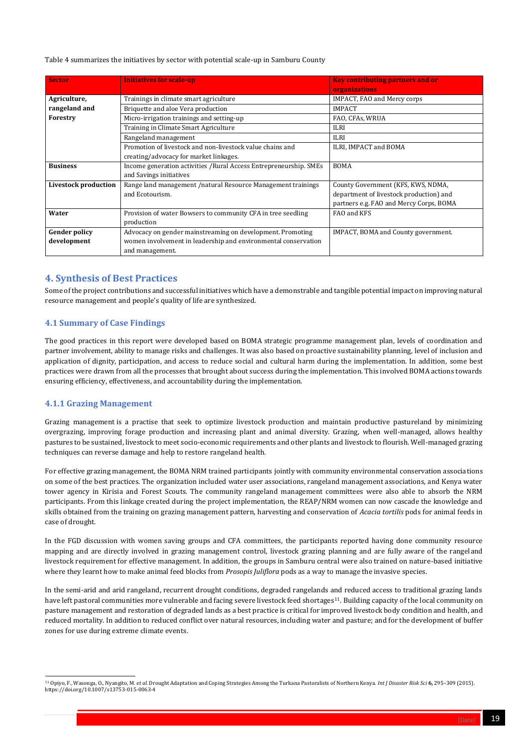Table 4 summarizes the initiatives by sector with potential scale-up in Samburu County

| Sector | Initiatives for scale-up | Key contributing partners and or organizations |
|---|---|---|
| **Agriculture, rangeland and Forestry** | Trainings in climate smart agriculture | IMPACT, FAO and Mercy corps |
| | Briquette and aloe Vera production | IMPACT |
| | Micro-irrigation trainings and setting-up | FAO, CFAs, WRUA |
| | Training in Climate Smart Agriculture | ILRI |
| | Rangeland management | ILRI |
| | Promotion of livestock and non-livestock value chains and creating/advocacy for market linkages. | ILRI, IMPACT and BOMA |
| **Business** | Income generation activities /Rural Access Entrepreneurship. SMEs and Savings initiatives | BOMA |
| **Livestock production** | Range land management /natural Resource Management trainings and Ecotourism. | County Government (KFS, KWS, NDMA, department of livestock production) and partners e.g. FAO and Mercy Corps, BOMA |
| **Water** | Provision of water Bowsers to community CFA in tree seedling production | FAO and KFS |
| **Gender policy development** | Advocacy on gender mainstreaming on development. Promoting women involvement in leadership and environmental conservation and management. | IMPACT, BOMA and County government. |

## 4. Synthesis of Best Practices

Some of the project contributions and successful initiatives which have a demonstrable and tangible potential impact on improving natural resource management and people's quality of life are synthesized.

### 4.1 Summary of Case Findings

The good practices in this report were developed based on BOMA strategic programme management plan, levels of coordination and partner involvement, ability to manage risks and challenges. It was also based on proactive sustainability planning, level of inclusion and application of dignity, participation, and access to reduce social and cultural harm during the implementation. In addition, some best practices were drawn from all the processes that brought about success during the implementation. This involved BOMA actions towards ensuring efficiency, effectiveness, and accountability during the implementation.

### 4.1.1 Grazing Management

Grazing management is a practise that seek to optimize livestock production and maintain productive pastureland by minimizing overgrazing, improving forage production and increasing plant and animal diversity. Grazing, when well-managed, allows healthy pastures to be sustained, livestock to meet socio-economic requirements and other plants and livestock to flourish. Well-managed grazing techniques can reverse damage and help to restore rangeland health.

For effective grazing management, the BOMA NRM trained participants jointly with community environmental conservation associations on some of the best practices. The organization included water user associations, rangeland management associations, and Kenya water tower agency in Kirisia and Forest Scouts. The community rangeland management committees were also able to absorb the NRM participants. From this linkage created during the project implementation, the REAP/NRM women can now cascade the knowledge and skills obtained from the training on grazing management pattern, harvesting and conservation of *Acacia tortilis* pods for animal feeds in case of drought.

In the FGD discussion with women saving groups and CFA committees, the participants reported having done community resource mapping and are directly involved in grazing management control, livestock grazing planning and are fully aware of the rangeland and livestock requirement for effective management. In addition, the groups in Samburu central were also trained on nature-based initiative where they learnt how to make animal feed blocks from *Prosopis Juliflora* pods as a way to manage the invasive species.

In the semi-arid and arid rangeland, recurrent drought conditions, degraded rangelands and reduced access to traditional grazing lands have left pastoral communities more vulnerable and facing severe livestock feed shortages[11]. Building capacity of the local community on pasture management and restoration of degraded lands as a best practice is critical for improved livestock body condition and health, and reduced mortality. In addition to reduced conflict over natural resources, including water and pasture; and for the development of buffer zones for use during extreme climate events.

[11] Opiyo, F., Wasonga, O., Nyangito, M. *et al.* Drought Adaptation and Coping Strategies Among the Turkana Pastoralists of Northern Kenya. *Int J Disaster Risk Sci* **6,** 295–309 (2015). https://doi.org/10.1007/s13753-015-0063-4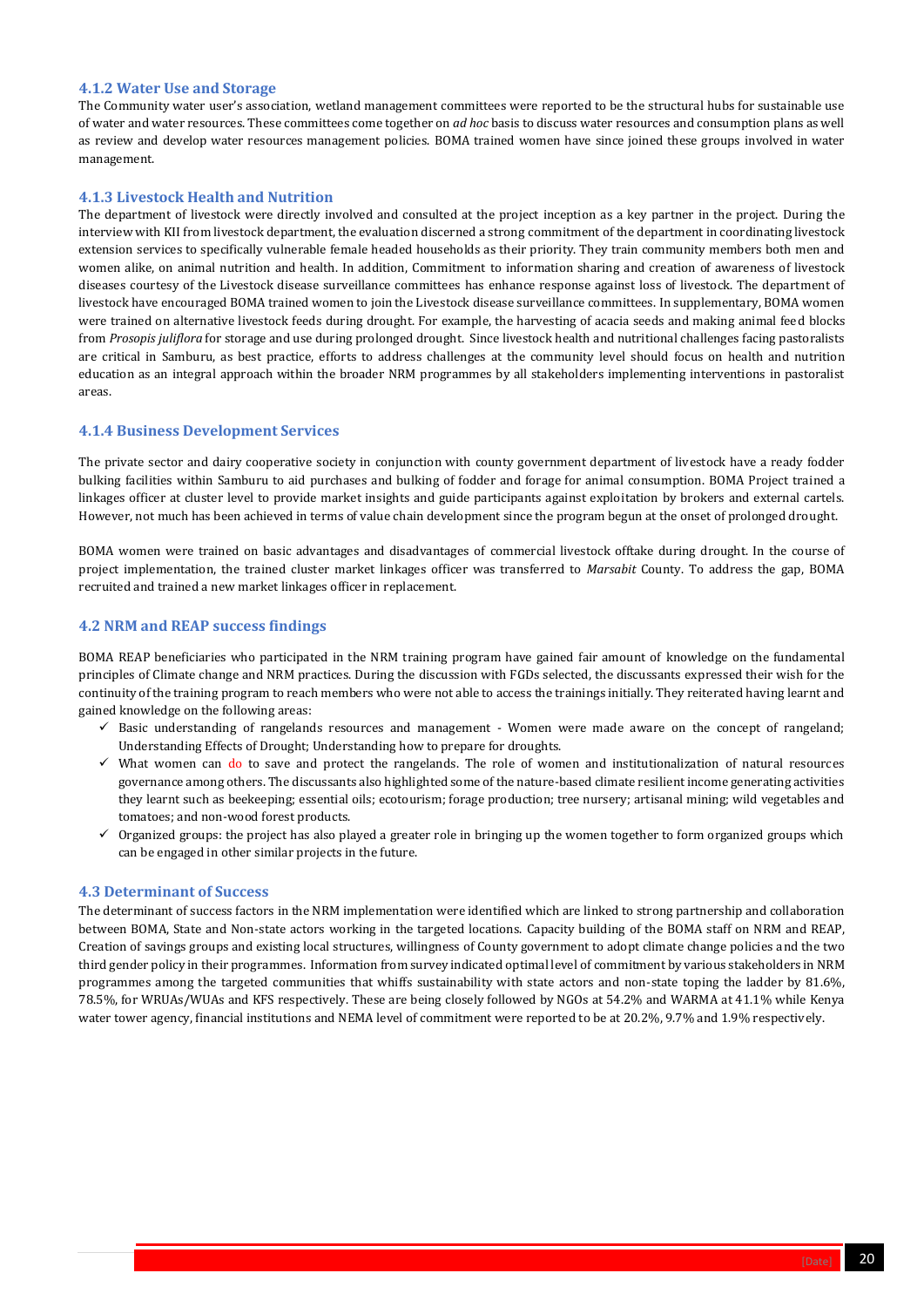### 4.1.2 Water Use and Storage

The Community water user's association, wetland management committees were reported to be the structural hubs for sustainable use of water and water resources. These committees come together on *ad hoc* basis to discuss water resources and consumption plans as well as review and develop water resources management policies. BOMA trained women have since joined these groups involved in water management.

### 4.1.3 Livestock Health and Nutrition

The department of livestock were directly involved and consulted at the project inception as a key partner in the project. During the interview with KII from livestock department, the evaluation discerned a strong commitment of the department in coordinating livestock extension services to specifically vulnerable female headed households as their priority. They train community members both men and women alike, on animal nutrition and health. In addition, Commitment to information sharing and creation of awareness of livestock diseases courtesy of the Livestock disease surveillance committees has enhance response against loss of livestock. The department of livestock have encouraged BOMA trained women to join the Livestock disease surveillance committees. In supplementary, BOMA women were trained on alternative livestock feeds during drought. For example, the harvesting of acacia seeds and making animal feed blocks from *Prosopis juliflora* for storage and use during prolonged drought. Since livestock health and nutritional challenges facing pastoralists are critical in Samburu, as best practice, efforts to address challenges at the community level should focus on health and nutrition education as an integral approach within the broader NRM programmes by all stakeholders implementing interventions in pastoralist areas.

### 4.1.4 Business Development Services

The private sector and dairy cooperative society in conjunction with county government department of livestock have a ready fodder bulking facilities within Samburu to aid purchases and bulking of fodder and forage for animal consumption. BOMA Project trained a linkages officer at cluster level to provide market insights and guide participants against exploitation by brokers and external cartels. However, not much has been achieved in terms of value chain development since the program begun at the onset of prolonged drought.

BOMA women were trained on basic advantages and disadvantages of commercial livestock offtake during drought. In the course of project implementation, the trained cluster market linkages officer was transferred to *Marsabit* County. To address the gap, BOMA recruited and trained a new market linkages officer in replacement.

## 4.2 NRM and REAP success findings

BOMA REAP beneficiaries who participated in the NRM training program have gained fair amount of knowledge on the fundamental principles of Climate change and NRM practices. During the discussion with FGDs selected, the discussants expressed their wish for the continuity of the training program to reach members who were not able to access the trainings initially. They reiterated having learnt and gained knowledge on the following areas:

- ✓ Basic understanding of rangelands resources and management - Women were made aware on the concept of rangeland; Understanding Effects of Drought; Understanding how to prepare for droughts.
- ✓ What women can do to save and protect the rangelands. The role of women and institutionalization of natural resources governance among others. The discussants also highlighted some of the nature-based climate resilient income generating activities they learnt such as beekeeping; essential oils; ecotourism; forage production; tree nursery; artisanal mining; wild vegetables and tomatoes; and non-wood forest products.
- ✓ Organized groups: the project has also played a greater role in bringing up the women together to form organized groups which can be engaged in other similar projects in the future.

## 4.3 Determinant of Success

The determinant of success factors in the NRM implementation were identified which are linked to strong partnership and collaboration between BOMA, State and Non-state actors working in the targeted locations. Capacity building of the BOMA staff on NRM and REAP, Creation of savings groups and existing local structures, willingness of County government to adopt climate change policies and the two third gender policy in their programmes. Information from survey indicated optimal level of commitment by various stakeholders in NRM programmes among the targeted communities that whiffs sustainability with state actors and non-state toping the ladder by 81.6%, 78.5%, for WRUAs/WUAs and KFS respectively. These are being closely followed by NGOs at 54.2% and WARMA at 41.1% while Kenya water tower agency, financial institutions and NEMA level of commitment were reported to be at 20.2%, 9.7% and 1.9% respectively.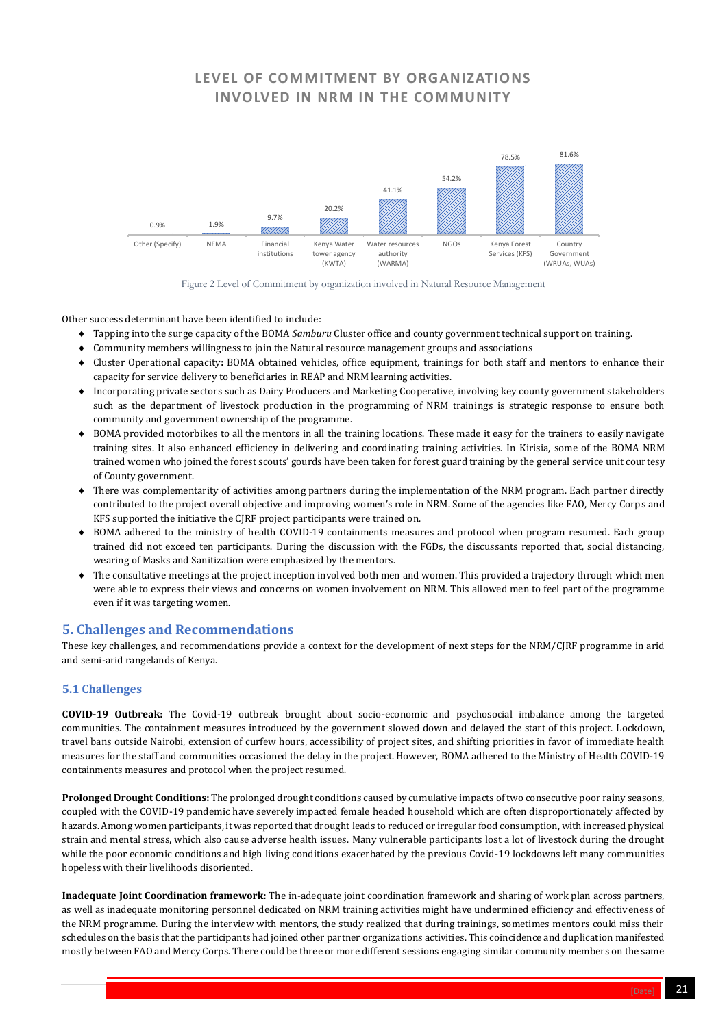**LEVEL OF COMMITMENT BY ORGANIZATIONS INVOLVED IN NRM IN THE COMMUNITY**

| Organization | Level of commitment |
|---|---|
| Other (Specify) | 0.9% |
| NEMA | 1.9% |
| Financial institutions | 9.7% |
| Kenya Water tower agency (KWTA) | 20.2% |
| Water resources authority (WARMA) | 41.1% |
| NGOs | 54.2% |
| Kenya Forest Services (KFS) | 78.5% |
| Country Government (WRUAs, WUAs) | 81.6% |

Figure 2 Level of Commitment by organization involved in Natural Resource Management

Other success determinant have been identified to include:

- Tapping into the surge capacity of the BOMA *Samburu* Cluster office and county government technical support on training.
- Community members willingness to join the Natural resource management groups and associations
- Cluster Operational capacity**:** BOMA obtained vehicles, office equipment, trainings for both staff and mentors to enhance their capacity for service delivery to beneficiaries in REAP and NRM learning activities.
- Incorporating private sectors such as Dairy Producers and Marketing Cooperative, involving key county government stakeholders such as the department of livestock production in the programming of NRM trainings is strategic response to ensure both community and government ownership of the programme.
- BOMA provided motorbikes to all the mentors in all the training locations. These made it easy for the trainers to easily navigate training sites. It also enhanced efficiency in delivering and coordinating training activities. In Kirisia, some of the BOMA NRM trained women who joined the forest scouts' gourds have been taken for forest guard training by the general service unit courtesy of County government.
- There was complementarity of activities among partners during the implementation of the NRM program. Each partner directly contributed to the project overall objective and improving women's role in NRM. Some of the agencies like FAO, Mercy Corps and KFS supported the initiative the CJRF project participants were trained on.
- BOMA adhered to the ministry of health COVID-19 containments measures and protocol when program resumed. Each group trained did not exceed ten participants. During the discussion with the FGDs, the discussants reported that, social distancing, wearing of Masks and Sanitization were emphasized by the mentors.
- The consultative meetings at the project inception involved both men and women. This provided a trajectory through which men were able to express their views and concerns on women involvement on NRM. This allowed men to feel part of the programme even if it was targeting women.

## 5. Challenges and Recommendations

These key challenges, and recommendations provide a context for the development of next steps for the NRM/CJRF programme in arid and semi-arid rangelands of Kenya.

### 5.1 Challenges

**COVID-19 Outbreak:** The Covid-19 outbreak brought about socio-economic and psychosocial imbalance among the targeted communities. The containment measures introduced by the government slowed down and delayed the start of this project. Lockdown, travel bans outside Nairobi, extension of curfew hours, accessibility of project sites, and shifting priorities in favor of immediate health measures for the staff and communities occasioned the delay in the project. However, BOMA adhered to the Ministry of Health COVID-19 containments measures and protocol when the project resumed.

**Prolonged Drought Conditions:** The prolonged drought conditions caused by cumulative impacts of two consecutive poor rainy seasons, coupled with the COVID-19 pandemic have severely impacted female headed household which are often disproportionately affected by hazards. Among women participants, it was reported that drought leads to reduced or irregular food consumption, with increased physical strain and mental stress, which also cause adverse health issues. Many vulnerable participants lost a lot of livestock during the drought while the poor economic conditions and high living conditions exacerbated by the previous Covid-19 lockdowns left many communities hopeless with their livelihoods disoriented.

**Inadequate Joint Coordination framework:** The in-adequate joint coordination framework and sharing of work plan across partners, as well as inadequate monitoring personnel dedicated on NRM training activities might have undermined efficiency and effectiveness of the NRM programme. During the interview with mentors, the study realized that during trainings, sometimes mentors could miss their schedules on the basis that the participants had joined other partner organizations activities. This coincidence and duplication manifested mostly between FAO and Mercy Corps. There could be three or more different sessions engaging similar community members on the same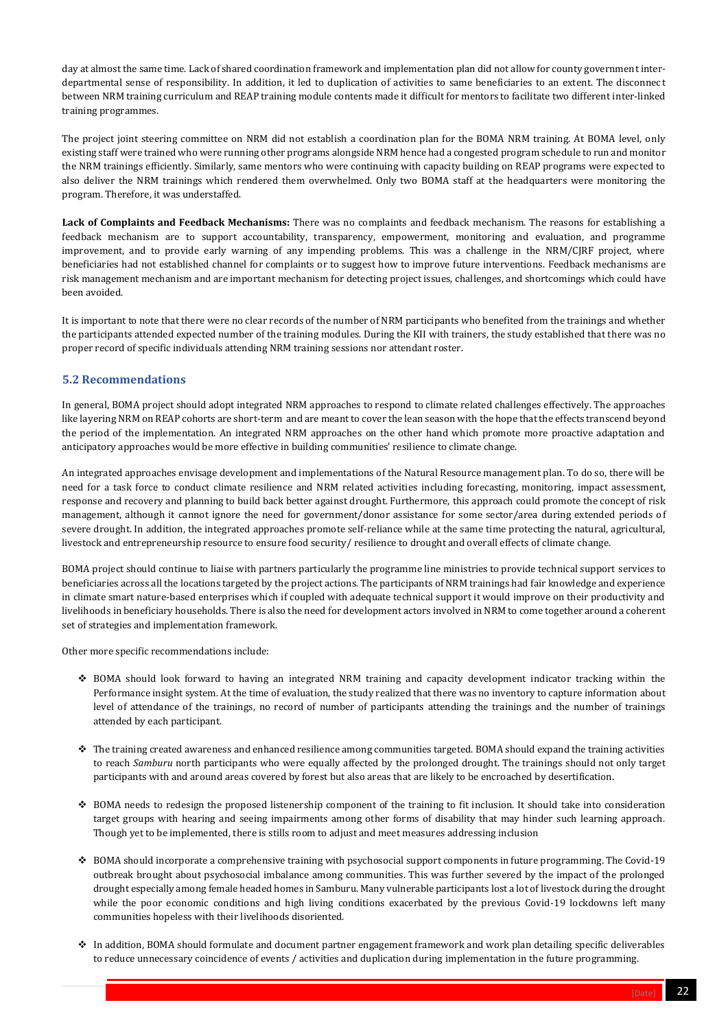day at almost the same time. Lack of shared coordination framework and implementation plan did not allow for county government inter-departmental sense of responsibility. In addition, it led to duplication of activities to same beneficiaries to an extent. The disconnect between NRM training curriculum and REAP training module contents made it difficult for mentors to facilitate two different inter-linked training programmes.

The project joint steering committee on NRM did not establish a coordination plan for the BOMA NRM training. At BOMA level, only existing staff were trained who were running other programs alongside NRM hence had a congested program schedule to run and monitor the NRM trainings efficiently. Similarly, same mentors who were continuing with capacity building on REAP programs were expected to also deliver the NRM trainings which rendered them overwhelmed. Only two BOMA staff at the headquarters were monitoring the program. Therefore, it was understaffed.

**Lack of Complaints and Feedback Mechanisms:** There was no complaints and feedback mechanism. The reasons for establishing a feedback mechanism are to support accountability, transparency, empowerment, monitoring and evaluation, and programme improvement, and to provide early warning of any impending problems. This was a challenge in the NRM/CJRF project, where beneficiaries had not established channel for complaints or to suggest how to improve future interventions. Feedback mechanisms are risk management mechanism and are important mechanism for detecting project issues, challenges, and shortcomings which could have been avoided.

It is important to note that there were no clear records of the number of NRM participants who benefited from the trainings and whether the participants attended expected number of the training modules. During the KII with trainers, the study established that there was no proper record of specific individuals attending NRM training sessions nor attendant roster.

## 5.2 Recommendations

In general, BOMA project should adopt integrated NRM approaches to respond to climate related challenges effectively. The approaches like layering NRM on REAP cohorts are short-term and are meant to cover the lean season with the hope that the effects transcend beyond the period of the implementation. An integrated NRM approaches on the other hand which promote more proactive adaptation and anticipatory approaches would be more effective in building communities' resilience to climate change.

An integrated approaches envisage development and implementations of the Natural Resource management plan. To do so, there will be need for a task force to conduct climate resilience and NRM related activities including forecasting, monitoring, impact assessment, response and recovery and planning to build back better against drought. Furthermore, this approach could promote the concept of risk management, although it cannot ignore the need for government/donor assistance for some sector/area during extended periods of severe drought. In addition, the integrated approaches promote self-reliance while at the same time protecting the natural, agricultural, livestock and entrepreneurship resource to ensure food security/ resilience to drought and overall effects of climate change.

BOMA project should continue to liaise with partners particularly the programme line ministries to provide technical support services to beneficiaries across all the locations targeted by the project actions. The participants of NRM trainings had fair knowledge and experience in climate smart nature-based enterprises which if coupled with adequate technical support it would improve on their productivity and livelihoods in beneficiary households. There is also the need for development actors involved in NRM to come together around a coherent set of strategies and implementation framework.

Other more specific recommendations include:

- BOMA should look forward to having an integrated NRM training and capacity development indicator tracking within the Performance insight system. At the time of evaluation, the study realized that there was no inventory to capture information about level of attendance of the trainings, no record of number of participants attending the trainings and the number of trainings attended by each participant.
- The training created awareness and enhanced resilience among communities targeted. BOMA should expand the training activities to reach *Samburu* north participants who were equally affected by the prolonged drought. The trainings should not only target participants with and around areas covered by forest but also areas that are likely to be encroached by desertification.
- BOMA needs to redesign the proposed listenership component of the training to fit inclusion. It should take into consideration target groups with hearing and seeing impairments among other forms of disability that may hinder such learning approach. Though yet to be implemented, there is stills room to adjust and meet measures addressing inclusion
- BOMA should incorporate a comprehensive training with psychosocial support components in future programming. The Covid-19 outbreak brought about psychosocial imbalance among communities. This was further severed by the impact of the prolonged drought especially among female headed homes in Samburu. Many vulnerable participants lost a lot of livestock during the drought while the poor economic conditions and high living conditions exacerbated by the previous Covid-19 lockdowns left many communities hopeless with their livelihoods disoriented.
- In addition, BOMA should formulate and document partner engagement framework and work plan detailing specific deliverables to reduce unnecessary coincidence of events / activities and duplication during implementation in the future programming.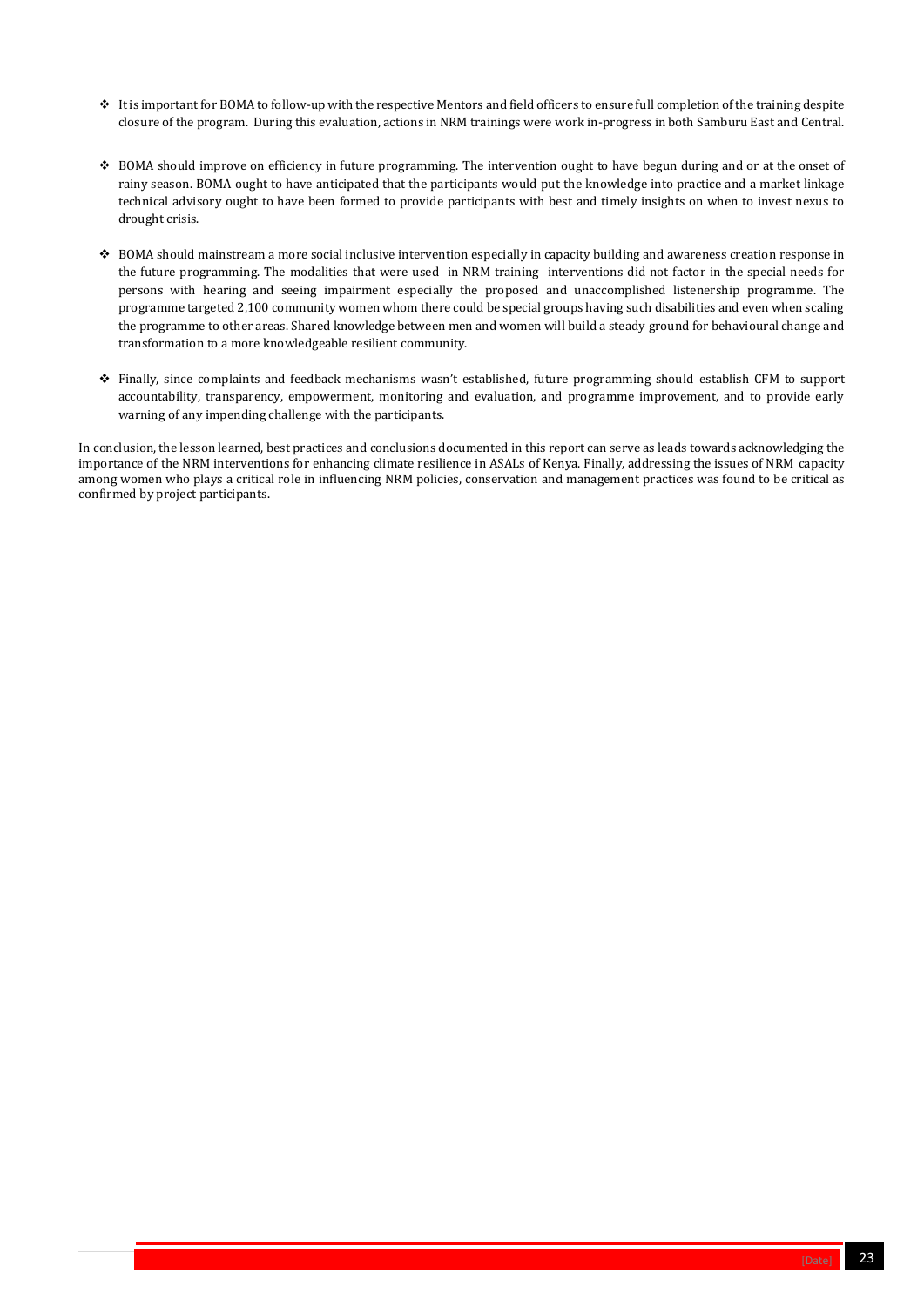- It is important for BOMA to follow-up with the respective Mentors and field officers to ensure full completion of the training despite closure of the program. During this evaluation, actions in NRM trainings were work in-progress in both Samburu East and Central.

- BOMA should improve on efficiency in future programming. The intervention ought to have begun during and or at the onset of rainy season. BOMA ought to have anticipated that the participants would put the knowledge into practice and a market linkage technical advisory ought to have been formed to provide participants with best and timely insights on when to invest nexus to drought crisis.

- BOMA should mainstream a more social inclusive intervention especially in capacity building and awareness creation response in the future programming. The modalities that were used in NRM training interventions did not factor in the special needs for persons with hearing and seeing impairment especially the proposed and unaccomplished listenership programme. The programme targeted 2,100 community women whom there could be special groups having such disabilities and even when scaling the programme to other areas. Shared knowledge between men and women will build a steady ground for behavioural change and transformation to a more knowledgeable resilient community.

- Finally, since complaints and feedback mechanisms wasn't established, future programming should establish CFM to support accountability, transparency, empowerment, monitoring and evaluation, and programme improvement, and to provide early warning of any impending challenge with the participants.

In conclusion, the lesson learned, best practices and conclusions documented in this report can serve as leads towards acknowledging the importance of the NRM interventions for enhancing climate resilience in ASALs of Kenya. Finally, addressing the issues of NRM capacity among women who plays a critical role in influencing NRM policies, conservation and management practices was found to be critical as confirmed by project participants.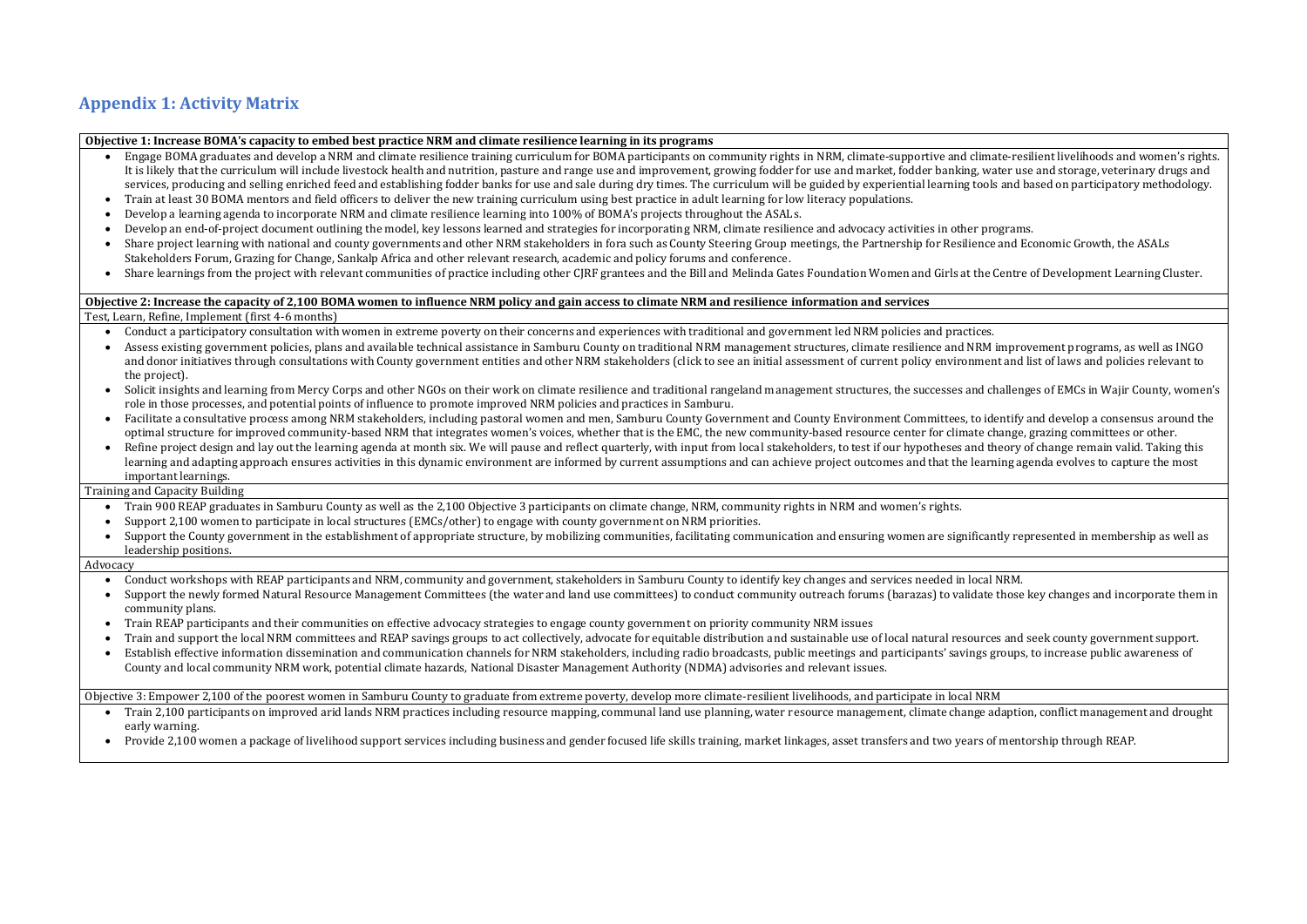## Appendix 1: Activity Matrix

**Objective 1: Increase BOMA's capacity to embed best practice NRM and climate resilience learning in its programs**

- Engage BOMA graduates and develop a NRM and climate resilience training curriculum for BOMA participants on community rights in NRM, climate-supportive and climate-resilient livelihoods and women's rights. It is likely that the curriculum will include livestock health and nutrition, pasture and range use and improvement, growing fodder for use and market, fodder banking, water use and storage, veterinary drugs and services, producing and selling enriched feed and establishing fodder banks for use and sale during dry times. The curriculum will be guided by experiential learning tools and based on participatory methodology.
- Train at least 30 BOMA mentors and field officers to deliver the new training curriculum using best practice in adult learning for low literacy populations.
- Develop a learning agenda to incorporate NRM and climate resilience learning into 100% of BOMA's projects throughout the ASALs.
- Develop an end-of-project document outlining the model, key lessons learned and strategies for incorporating NRM, climate resilience and advocacy activities in other programs.
- Share project learning with national and county governments and other NRM stakeholders in fora such as County Steering Group meetings, the Partnership for Resilience and Economic Growth, the ASALs Stakeholders Forum, Grazing for Change, Sankalp Africa and other relevant research, academic and policy forums and conference.
- Share learnings from the project with relevant communities of practice including other CJRF grantees and the Bill and Melinda Gates Foundation Women and Girls at the Centre of Development Learning Cluster.

**Objective 2: Increase the capacity of 2,100 BOMA women to influence NRM policy and gain access to climate NRM and resilience information and services**

Test, Learn, Refine, Implement (first 4-6 months)

- Conduct a participatory consultation with women in extreme poverty on their concerns and experiences with traditional and government led NRM policies and practices.
- Assess existing government policies, plans and available technical assistance in Samburu County on traditional NRM management structures, climate resilience and NRM improvement programs, as well as INGO and donor initiatives through consultations with County government entities and other NRM stakeholders (click to see an initial assessment of current policy environment and list of laws and policies relevant to the project).
- Solicit insights and learning from Mercy Corps and other NGOs on their work on climate resilience and traditional rangeland management structures, the successes and challenges of EMCs in Wajir County, women's role in those processes, and potential points of influence to promote improved NRM policies and practices in Samburu.
- Facilitate a consultative process among NRM stakeholders, including pastoral women and men, Samburu County Government and County Environment Committees, to identify and develop a consensus around the optimal structure for improved community-based NRM that integrates women's voices, whether that is the EMC, the new community-based resource center for climate change, grazing committees or other.
- Refine project design and lay out the learning agenda at month six. We will pause and reflect quarterly, with input from local stakeholders, to test if our hypotheses and theory of change remain valid. Taking this learning and adapting approach ensures activities in this dynamic environment are informed by current assumptions and can achieve project outcomes and that the learning agenda evolves to capture the most important learnings.

Training and Capacity Building

- Train 900 REAP graduates in Samburu County as well as the 2,100 Objective 3 participants on climate change, NRM, community rights in NRM and women's rights.
- Support 2,100 women to participate in local structures (EMCs/other) to engage with county government on NRM priorities.
- Support the County government in the establishment of appropriate structure, by mobilizing communities, facilitating communication and ensuring women are significantly represented in membership as well as leadership positions.

Advocacy

- Conduct workshops with REAP participants and NRM, community and government, stakeholders in Samburu County to identify key changes and services needed in local NRM.
- Support the newly formed Natural Resource Management Committees (the water and land use committees) to conduct community outreach forums (barazas) to validate those key changes and incorporate them in community plans.
- Train REAP participants and their communities on effective advocacy strategies to engage county government on priority community NRM issues
- Train and support the local NRM committees and REAP savings groups to act collectively, advocate for equitable distribution and sustainable use of local natural resources and seek county government support.
- Establish effective information dissemination and communication channels for NRM stakeholders, including radio broadcasts, public meetings and participants' savings groups, to increase public awareness of County and local community NRM work, potential climate hazards, National Disaster Management Authority (NDMA) advisories and relevant issues.

Objective 3: Empower 2,100 of the poorest women in Samburu County to graduate from extreme poverty, develop more climate-resilient livelihoods, and participate in local NRM

- Train 2,100 participants on improved arid lands NRM practices including resource mapping, communal land use planning, water resource management, climate change adaption, conflict management and drought early warning.
- Provide 2,100 women a package of livelihood support services including business and gender focused life skills training, market linkages, asset transfers and two years of mentorship through REAP.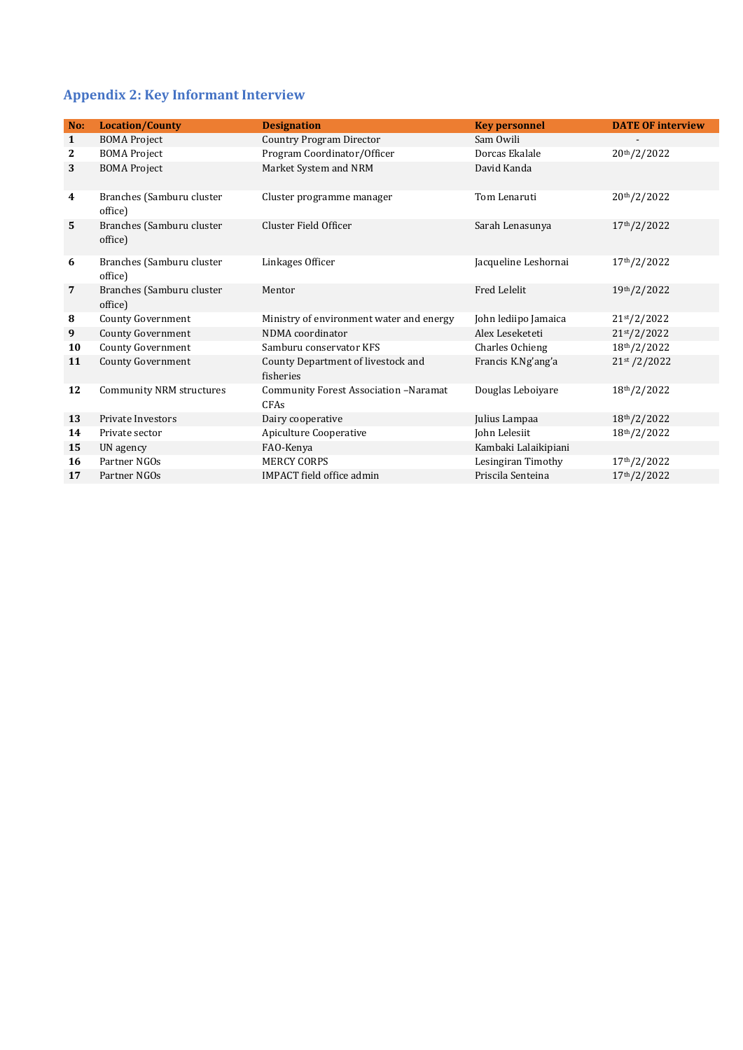## Appendix 2: Key Informant Interview

| No: | Location/County | Designation | Key personnel | DATE OF interview |
|---|---|---|---|---|
| 1 | BOMA Project | Country Program Director | Sam Owili | - |
| 2 | BOMA Project | Program Coordinator/Officer | Dorcas Ekalale | 20th/2/2022 |
| 3 | BOMA Project | Market System and NRM | David Kanda | |
| 4 | Branches (Samburu cluster office) | Cluster programme manager | Tom Lenaruti | 20th/2/2022 |
| 5 | Branches (Samburu cluster office) | Cluster Field Officer | Sarah Lenasunya | 17th/2/2022 |
| 6 | Branches (Samburu cluster office) | Linkages Officer | Jacqueline Leshornai | 17th/2/2022 |
| 7 | Branches (Samburu cluster office) | Mentor | Fred Lelelit | 19th/2/2022 |
| 8 | County Government | Ministry of environment water and energy | John lediipo Jamaica | 21st/2/2022 |
| 9 | County Government | NDMA coordinator | Alex Leseketeti | 21st/2/2022 |
| 10 | County Government | Samburu conservator KFS | Charles Ochieng | 18th/2/2022 |
| 11 | County Government | County Department of livestock and fisheries | Francis K.Ng'ang'a | 21st /2/2022 |
| 12 | Community NRM structures | Community Forest Association –Naramat CFAs | Douglas Leboiyare | 18th/2/2022 |
| 13 | Private Investors | Dairy cooperative | Julius Lampaa | 18th/2/2022 |
| 14 | Private sector | Apiculture Cooperative | John Lelesiit | 18th/2/2022 |
| 15 | UN agency | FAO-Kenya | Kambaki Lalaikipiani | |
| 16 | Partner NGOs | MERCY CORPS | Lesingiran Timothy | 17th/2/2022 |
| 17 | Partner NGOs | IMPACT field office admin | Priscila Senteina | 17th/2/2022 |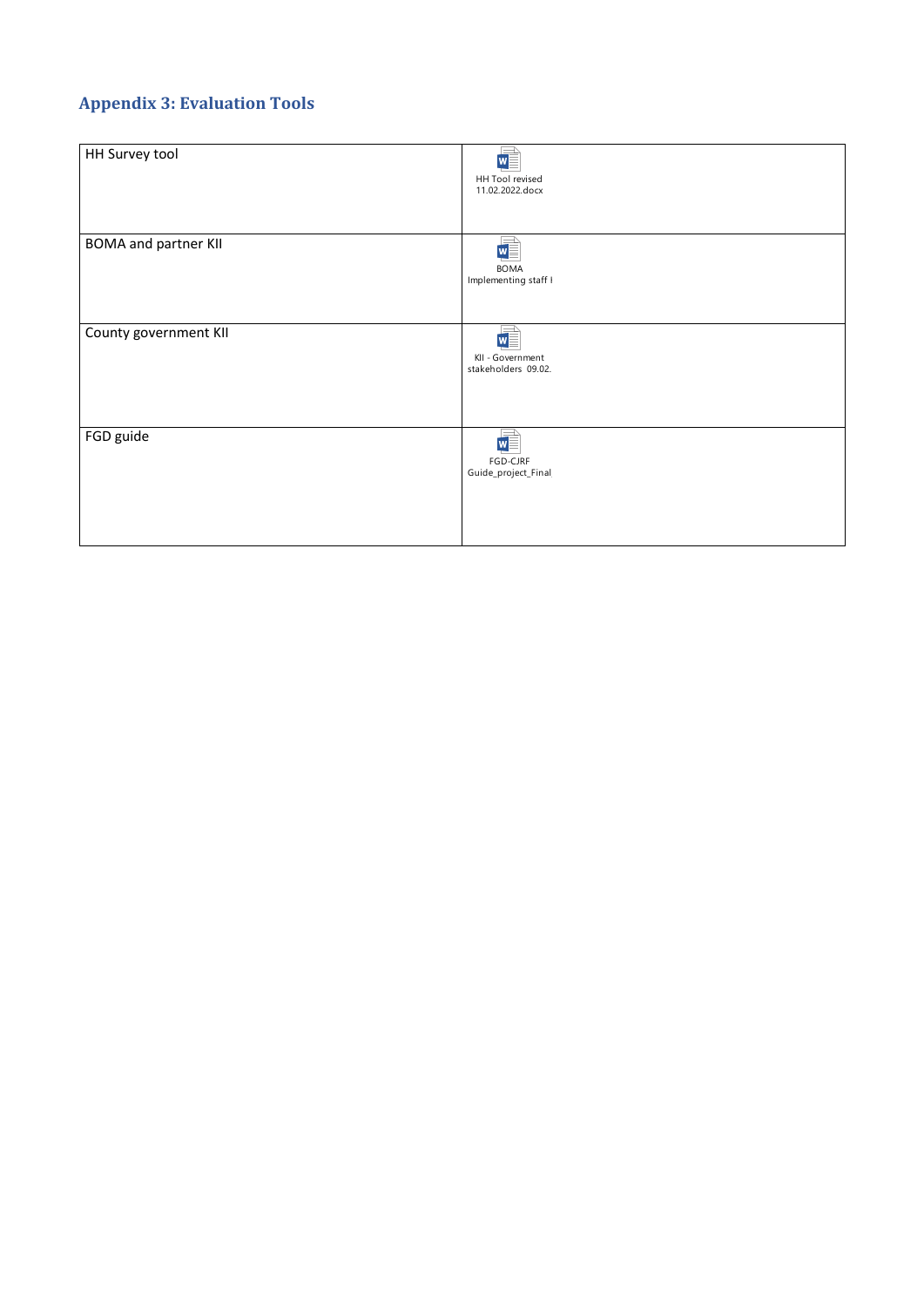## Appendix 3: Evaluation Tools

| | |
|---|---|
| HH Survey tool | HH Tool revised 11.02.2022.docx |
| BOMA and partner KII | BOMA Implementing staff I |
| County government KII | KII - Government stakeholders 09.02. |
| FGD guide | FGD-CJRF Guide_project_Final |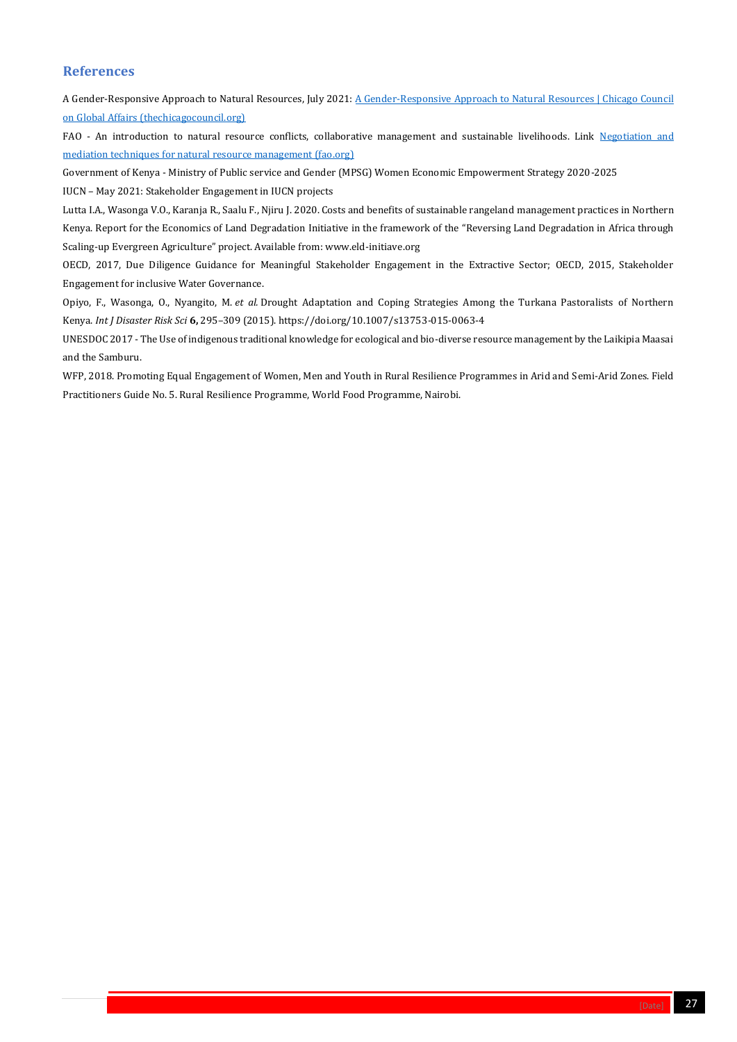## References

A Gender-Responsive Approach to Natural Resources, July 2021: [A Gender-Responsive Approach to Natural Resources | Chicago Council on Global Affairs (thechicagocouncil.org)]

FAO - An introduction to natural resource conflicts, collaborative management and sustainable livelihoods. Link [Negotiation and mediation techniques for natural resource management (fao.org)]

Government of Kenya - Ministry of Public service and Gender (MPSG) Women Economic Empowerment Strategy 2020-2025

IUCN – May 2021: Stakeholder Engagement in IUCN projects

Lutta I.A., Wasonga V.O., Karanja R., Saalu F., Njiru J. 2020. Costs and benefits of sustainable rangeland management practices in Northern Kenya. Report for the Economics of Land Degradation Initiative in the framework of the "Reversing Land Degradation in Africa through Scaling-up Evergreen Agriculture" project. Available from: www.eld-initiave.org

OECD, 2017, Due Diligence Guidance for Meaningful Stakeholder Engagement in the Extractive Sector; OECD, 2015, Stakeholder Engagement for inclusive Water Governance.

Opiyo, F., Wasonga, O., Nyangito, M. *et al.* Drought Adaptation and Coping Strategies Among the Turkana Pastoralists of Northern Kenya. *Int J Disaster Risk Sci* **6,** 295–309 (2015). https://doi.org/10.1007/s13753-015-0063-4

UNESDOC 2017 - The Use of indigenous traditional knowledge for ecological and bio-diverse resource management by the Laikipia Maasai and the Samburu.

WFP, 2018. Promoting Equal Engagement of Women, Men and Youth in Rural Resilience Programmes in Arid and Semi-Arid Zones. Field Practitioners Guide No. 5. Rural Resilience Programme, World Food Programme, Nairobi.